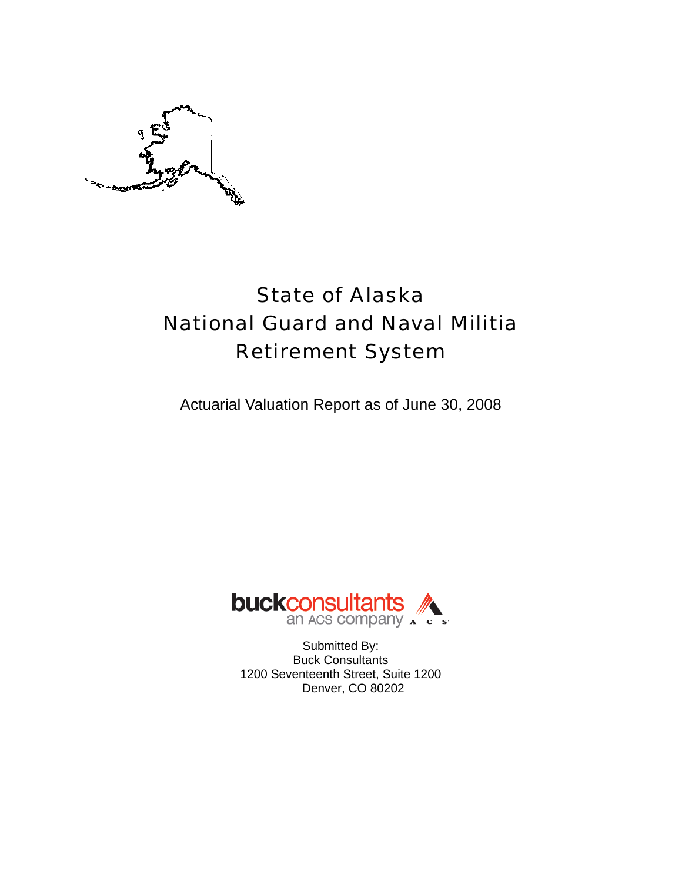# State of Alaska
# National Guard and Naval Militia
# Retirement System

Actuarial Valuation Report as of June 30, 2008

buckconsultants
an ACS company

Submitted By:
Buck Consultants
1200 Seventeenth Street, Suite 1200
Denver, CO 80202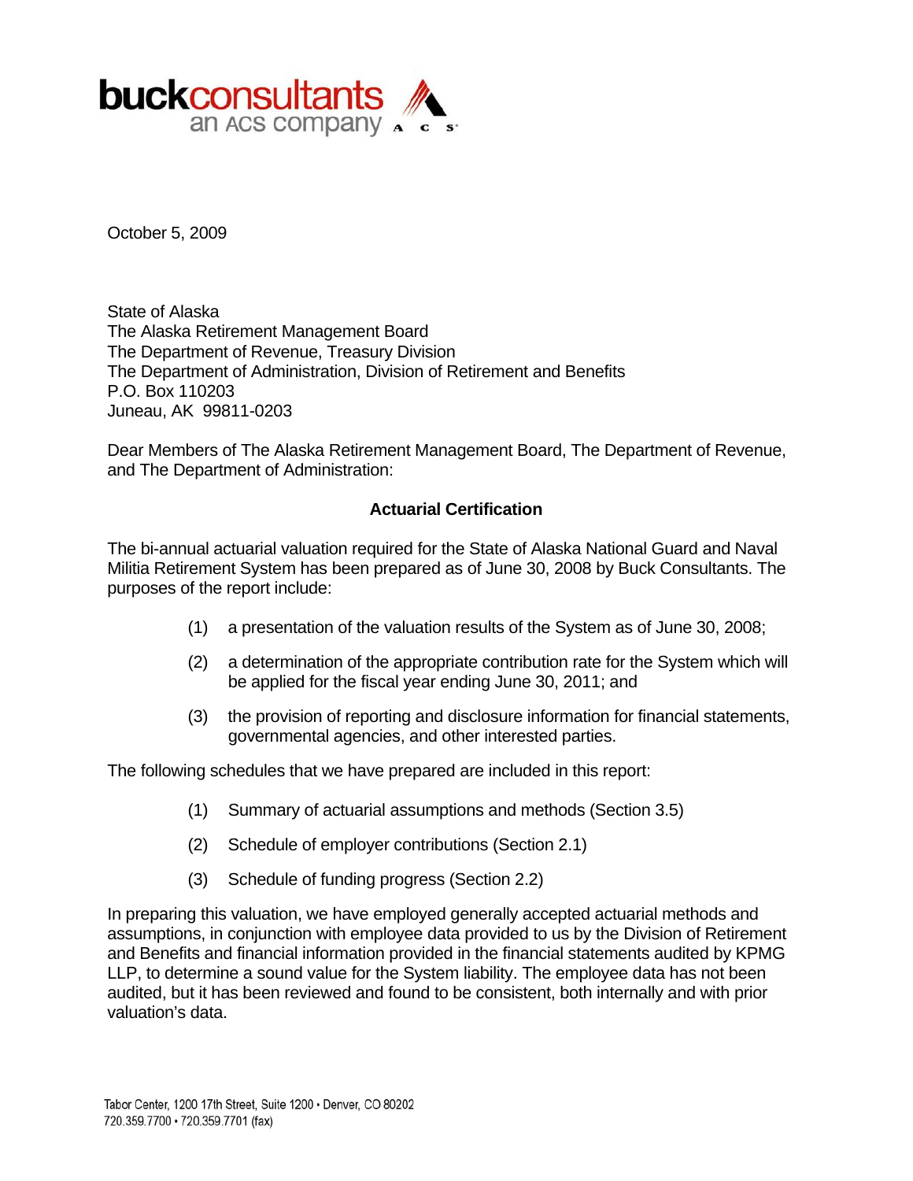**buckconsultants**
an ACS company

October 5, 2009

State of Alaska
The Alaska Retirement Management Board
The Department of Revenue, Treasury Division
The Department of Administration, Division of Retirement and Benefits
P.O. Box 110203
Juneau, AK 99811-0203

Dear Members of The Alaska Retirement Management Board, The Department of Revenue, and The Department of Administration:

**Actuarial Certification**

The bi-annual actuarial valuation required for the State of Alaska National Guard and Naval Militia Retirement System has been prepared as of June 30, 2008 by Buck Consultants. The purposes of the report include:

(1) a presentation of the valuation results of the System as of June 30, 2008;

(2) a determination of the appropriate contribution rate for the System which will be applied for the fiscal year ending June 30, 2011; and

(3) the provision of reporting and disclosure information for financial statements, governmental agencies, and other interested parties.

The following schedules that we have prepared are included in this report:

(1) Summary of actuarial assumptions and methods (Section 3.5)

(2) Schedule of employer contributions (Section 2.1)

(3) Schedule of funding progress (Section 2.2)

In preparing this valuation, we have employed generally accepted actuarial methods and assumptions, in conjunction with employee data provided to us by the Division of Retirement and Benefits and financial information provided in the financial statements audited by KPMG LLP, to determine a sound value for the System liability. The employee data has not been audited, but it has been reviewed and found to be consistent, both internally and with prior valuation's data.

Tabor Center, 1200 17th Street, Suite 1200 • Denver, CO 80202
720.359.7700 • 720.359.7701 (fax)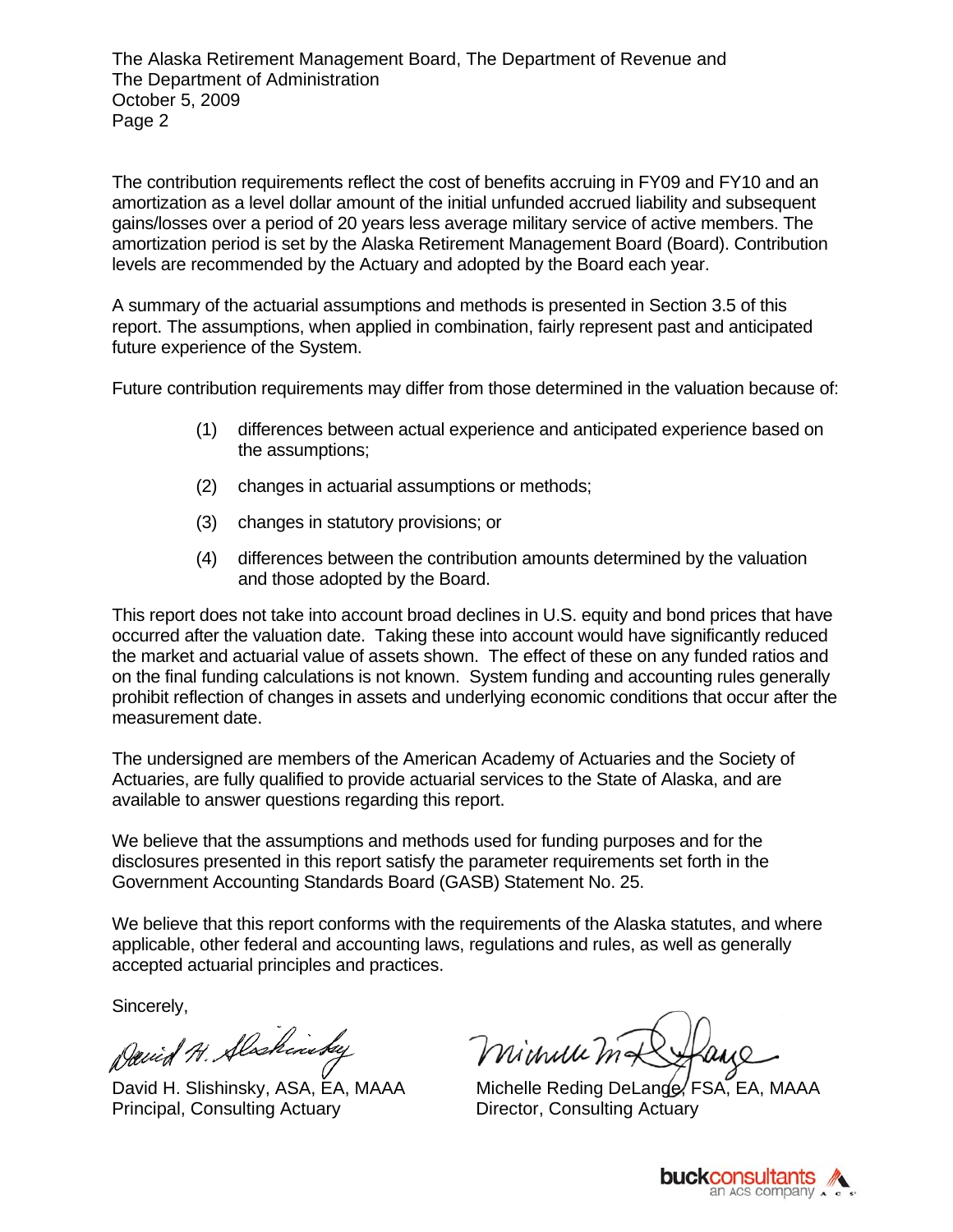The contribution requirements reflect the cost of benefits accruing in FY09 and FY10 and an amortization as a level dollar amount of the initial unfunded accrued liability and subsequent gains/losses over a period of 20 years less average military service of active members. The amortization period is set by the Alaska Retirement Management Board (Board). Contribution levels are recommended by the Actuary and adopted by the Board each year.

A summary of the actuarial assumptions and methods is presented in Section 3.5 of this report. The assumptions, when applied in combination, fairly represent past and anticipated future experience of the System.

Future contribution requirements may differ from those determined in the valuation because of:

(1) differences between actual experience and anticipated experience based on the assumptions;

(2) changes in actuarial assumptions or methods;

(3) changes in statutory provisions; or

(4) differences between the contribution amounts determined by the valuation and those adopted by the Board.

This report does not take into account broad declines in U.S. equity and bond prices that have occurred after the valuation date. Taking these into account would have significantly reduced the market and actuarial value of assets shown. The effect of these on any funded ratios and on the final funding calculations is not known. System funding and accounting rules generally prohibit reflection of changes in assets and underlying economic conditions that occur after the measurement date.

The undersigned are members of the American Academy of Actuaries and the Society of Actuaries, are fully qualified to provide actuarial services to the State of Alaska, and are available to answer questions regarding this report.

We believe that the assumptions and methods used for funding purposes and for the disclosures presented in this report satisfy the parameter requirements set forth in the Government Accounting Standards Board (GASB) Statement No. 25.

We believe that this report conforms with the requirements of the Alaska statutes, and where applicable, other federal and accounting laws, regulations and rules, as well as generally accepted actuarial principles and practices.

Sincerely,

David H. Slishinsky, ASA, EA, MAAA
Principal, Consulting Actuary

Michelle Reding DeLange, FSA, EA, MAAA
Director, Consulting Actuary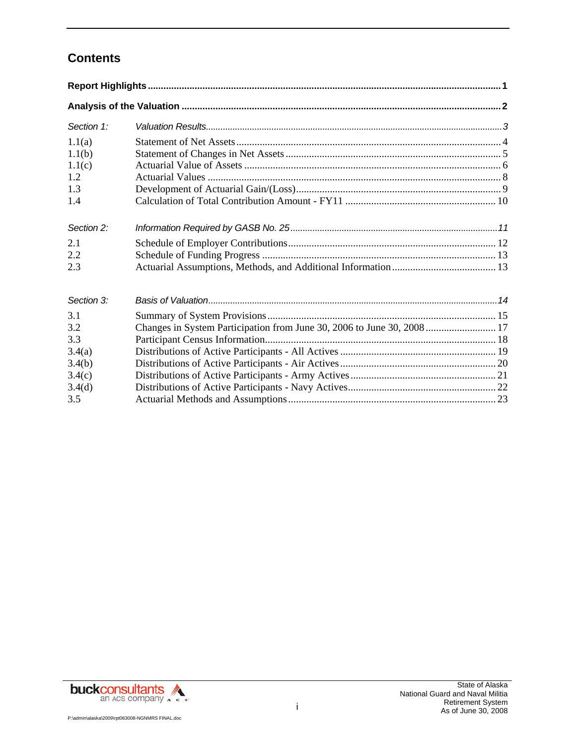# Contents

| | | |
|---|---|---|
| **Report Highlights** | | **1** |
| **Analysis of the Valuation** | | **2** |
| *Section 1:* | *Valuation Results* | *3* |
| 1.1(a) | Statement of Net Assets | 4 |
| 1.1(b) | Statement of Changes in Net Assets | 5 |
| 1.1(c) | Actuarial Value of Assets | 6 |
| 1.2 | Actuarial Values | 8 |
| 1.3 | Development of Actuarial Gain/(Loss) | 9 |
| 1.4 | Calculation of Total Contribution Amount - FY11 | 10 |
| *Section 2:* | *Information Required by GASB No. 25* | *11* |
| 2.1 | Schedule of Employer Contributions | 12 |
| 2.2 | Schedule of Funding Progress | 13 |
| 2.3 | Actuarial Assumptions, Methods, and Additional Information | 13 |
| *Section 3:* | *Basis of Valuation* | *14* |
| 3.1 | Summary of System Provisions | 15 |
| 3.2 | Changes in System Participation from June 30, 2006 to June 30, 2008 | 17 |
| 3.3 | Participant Census Information | 18 |
| 3.4(a) | Distributions of Active Participants - All Actives | 19 |
| 3.4(b) | Distributions of Active Participants - Air Actives | 20 |
| 3.4(c) | Distributions of Active Participants - Army Actives | 21 |
| 3.4(d) | Distributions of Active Participants - Navy Actives | 22 |
| 3.5 | Actuarial Methods and Assumptions | 23 |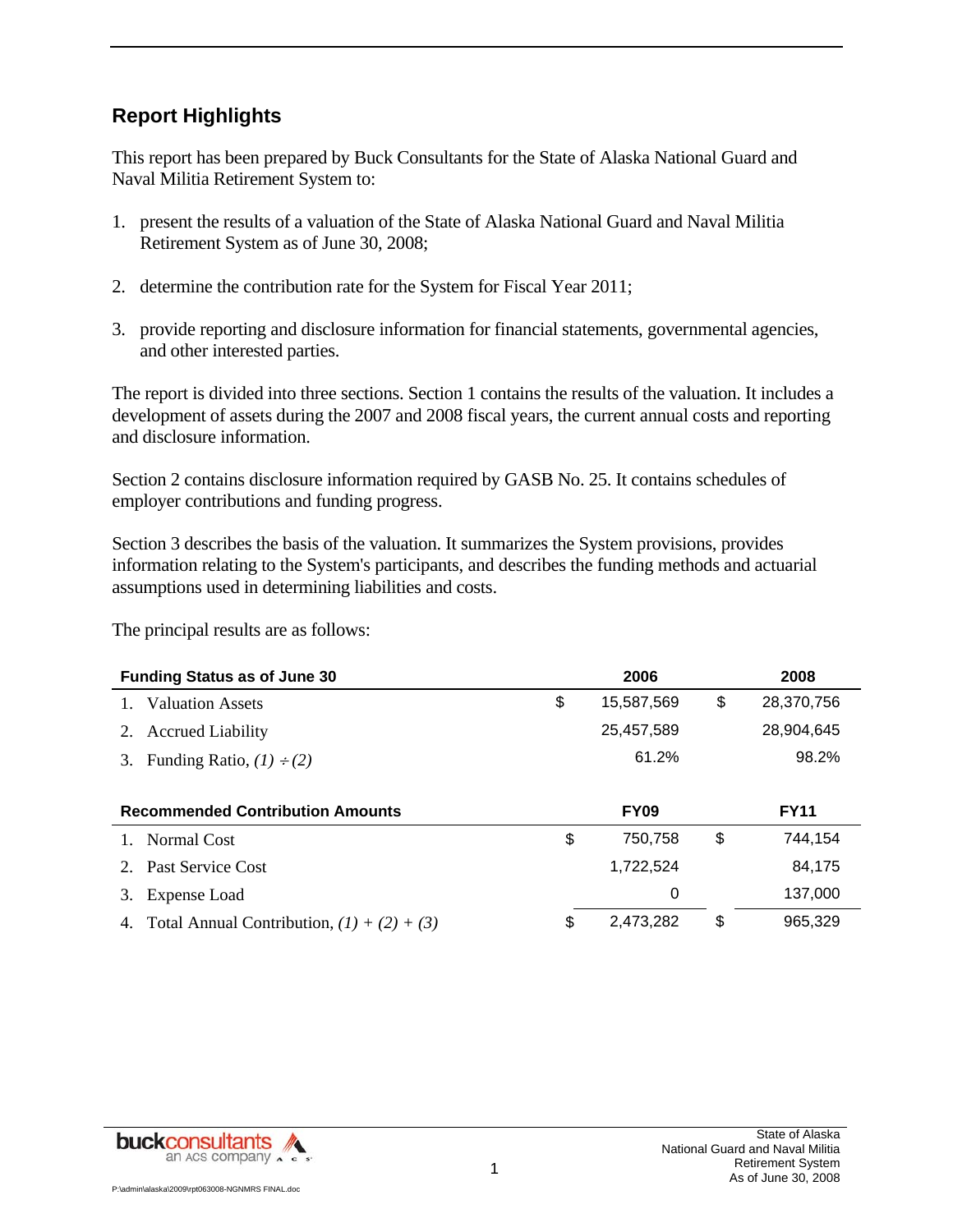## Report Highlights

This report has been prepared by Buck Consultants for the State of Alaska National Guard and Naval Militia Retirement System to:

1. present the results of a valuation of the State of Alaska National Guard and Naval Militia Retirement System as of June 30, 2008;
2. determine the contribution rate for the System for Fiscal Year 2011;
3. provide reporting and disclosure information for financial statements, governmental agencies, and other interested parties.

The report is divided into three sections. Section 1 contains the results of the valuation. It includes a development of assets during the 2007 and 2008 fiscal years, the current annual costs and reporting and disclosure information.

Section 2 contains disclosure information required by GASB No. 25. It contains schedules of employer contributions and funding progress.

Section 3 describes the basis of the valuation. It summarizes the System provisions, provides information relating to the System's participants, and describes the funding methods and actuarial assumptions used in determining liabilities and costs.

The principal results are as follows:

| **Funding Status as of June 30** | **2006** | **2008** |
|---|---|---|
| 1. Valuation Assets | $ 15,587,569 | $ 28,370,756 |
| 2. Accrued Liability | 25,457,589 | 28,904,645 |
| 3. Funding Ratio, *(1) ÷ (2)* | 61.2% | 98.2% |

| **Recommended Contribution Amounts** | **FY09** | **FY11** |
|---|---|---|
| 1. Normal Cost | $ 750,758 | $ 744,154 |
| 2. Past Service Cost | 1,722,524 | 84,175 |
| 3. Expense Load | 0 | 137,000 |
| 4. Total Annual Contribution, *(1) + (2) + (3)* | $ 2,473,282 | $ 965,329 |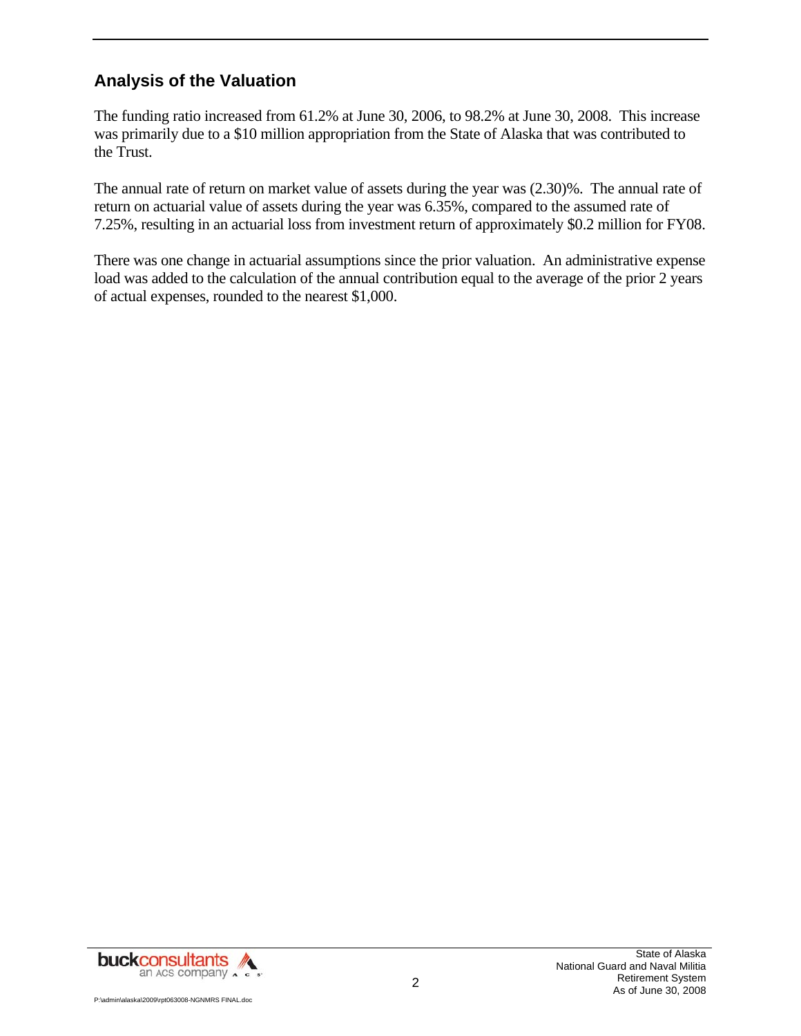## Analysis of the Valuation

The funding ratio increased from 61.2% at June 30, 2006, to 98.2% at June 30, 2008. This increase was primarily due to a $10 million appropriation from the State of Alaska that was contributed to the Trust.

The annual rate of return on market value of assets during the year was (2.30)%. The annual rate of return on actuarial value of assets during the year was 6.35%, compared to the assumed rate of 7.25%, resulting in an actuarial loss from investment return of approximately $0.2 million for FY08.

There was one change in actuarial assumptions since the prior valuation. An administrative expense load was added to the calculation of the annual contribution equal to the average of the prior 2 years of actual expenses, rounded to the nearest $1,000.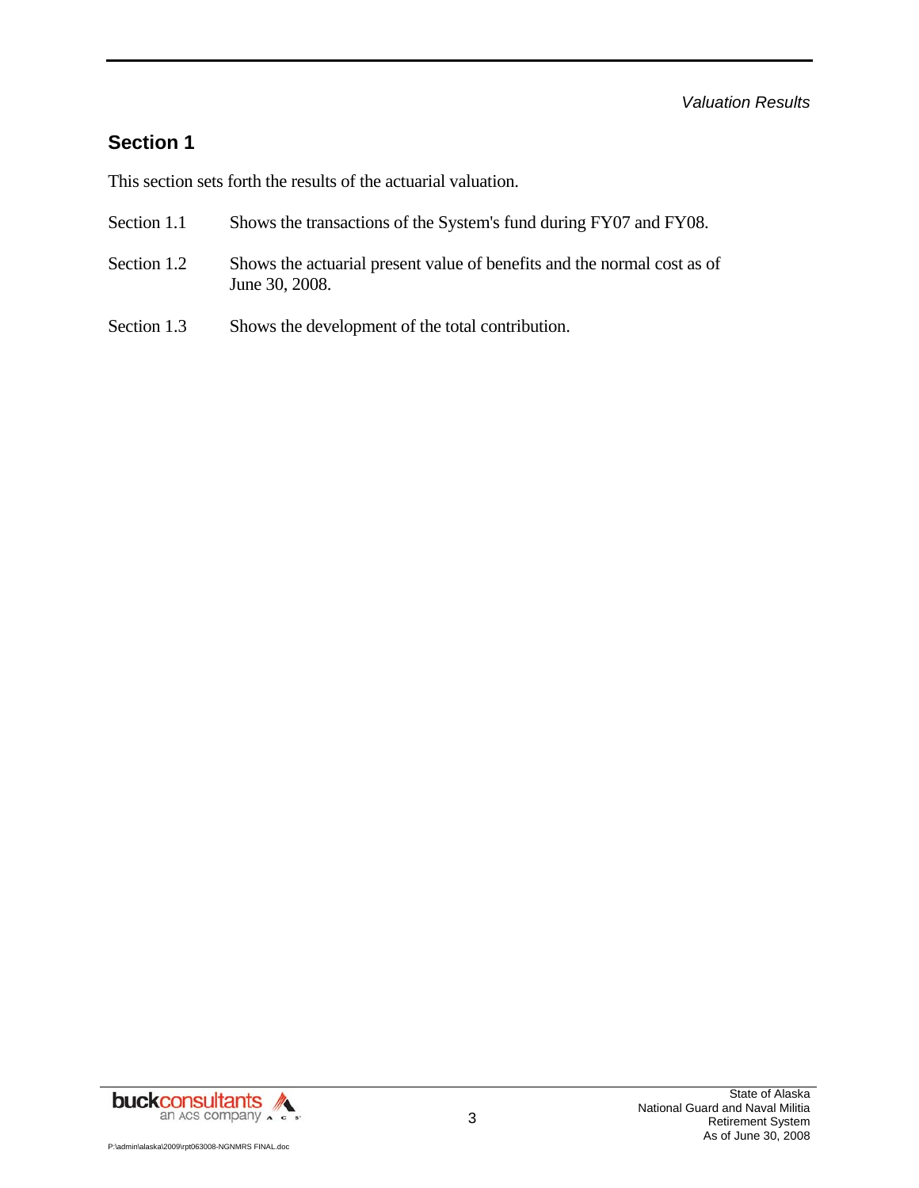## Section 1

This section sets forth the results of the actuarial valuation.

| | |
|---|---|
| Section 1.1 | Shows the transactions of the System's fund during FY07 and FY08. |
| Section 1.2 | Shows the actuarial present value of benefits and the normal cost as of June 30, 2008. |
| Section 1.3 | Shows the development of the total contribution. |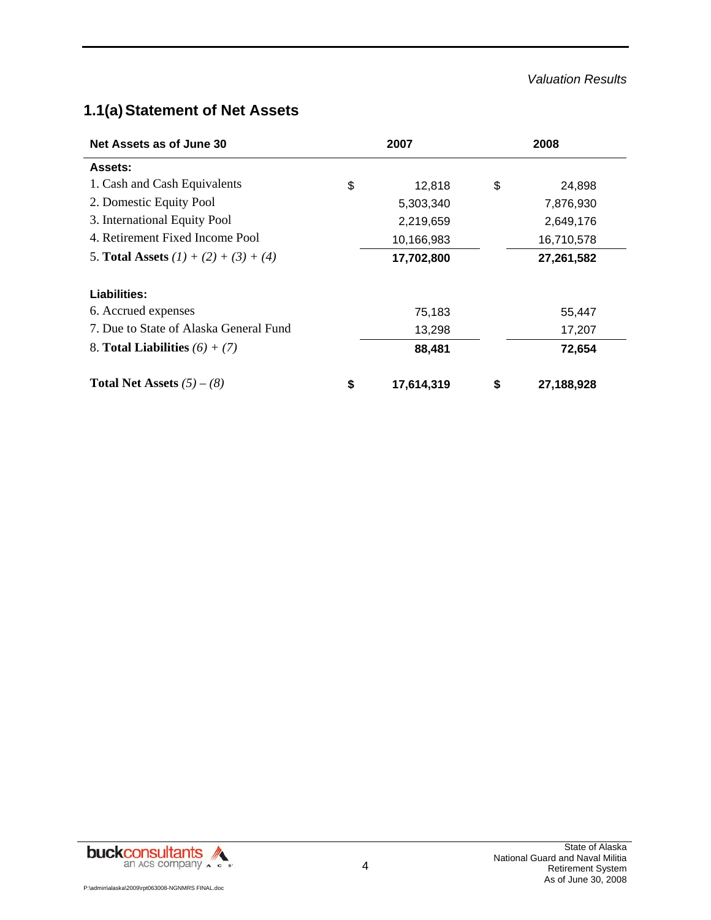Valuation Results

## 1.1(a) Statement of Net Assets

| Net Assets as of June 30 | 2007 | 2008 |
|---|---|---|
| **Assets:** | | |
| 1. Cash and Cash Equivalents | $ 12,818 | $ 24,898 |
| 2. Domestic Equity Pool | 5,303,340 | 7,876,930 |
| 3. International Equity Pool | 2,219,659 | 2,649,176 |
| 4. Retirement Fixed Income Pool | 10,166,983 | 16,710,578 |
| 5. **Total Assets** *(1) + (2) + (3) + (4)* | **17,702,800** | **27,261,582** |
| **Liabilities:** | | |
| 6. Accrued expenses | 75,183 | 55,447 |
| 7. Due to State of Alaska General Fund | 13,298 | 17,207 |
| 8. **Total Liabilities** *(6) + (7)* | **88,481** | **72,654** |
| **Total Net Assets** *(5) – (8)* | **$ 17,614,319** | **$ 27,188,928** |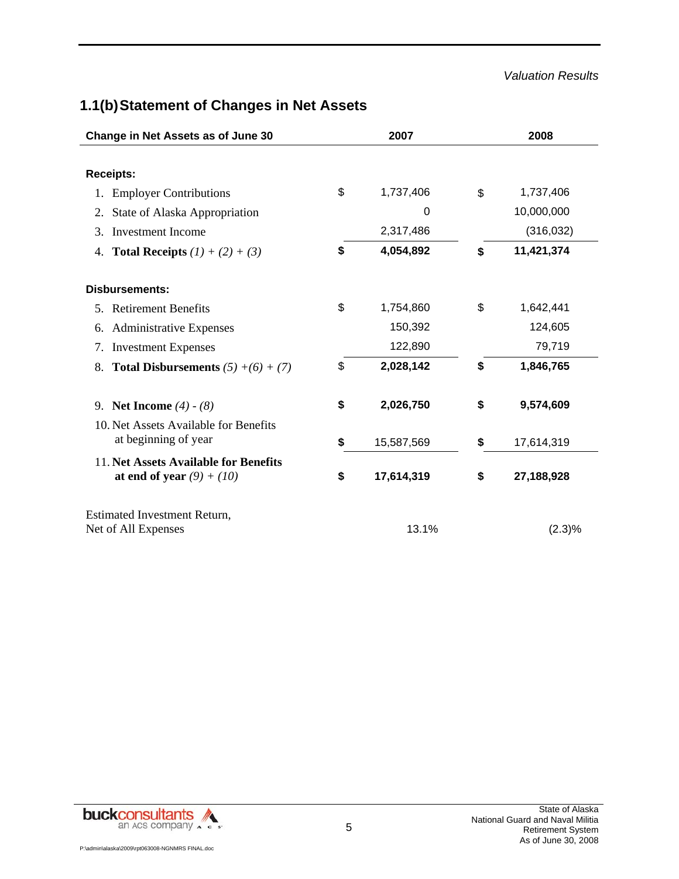## 1.1(b) Statement of Changes in Net Assets

| Change in Net Assets as of June 30 | 2007 | 2008 |
|---|---|---|
| **Receipts:** | | |
| 1. Employer Contributions | $ 1,737,406 | $ 1,737,406 |
| 2. State of Alaska Appropriation | 0 | 10,000,000 |
| 3. Investment Income | 2,317,486 | (316,032) |
| 4. **Total Receipts** *(1) + (2) + (3)* | **$ 4,054,892** | **$ 11,421,374** |
| **Disbursements:** | | |
| 5. Retirement Benefits | $ 1,754,860 | $ 1,642,441 |
| 6. Administrative Expenses | 150,392 | 124,605 |
| 7. Investment Expenses | 122,890 | 79,719 |
| 8. **Total Disbursements** *(5) +(6) + (7)* | $ **2,028,142** | **$ 1,846,765** |
| 9. **Net Income** *(4) - (8)* | **$ 2,026,750** | **$ 9,574,609** |
| 10. Net Assets Available for Benefits at beginning of year | **$** 15,587,569 | **$** 17,614,319 |
| 11. **Net Assets Available for Benefits at end of year** *(9) + (10)* | **$ 17,614,319** | **$ 27,188,928** |
| Estimated Investment Return, Net of All Expenses | 13.1% | (2.3)% |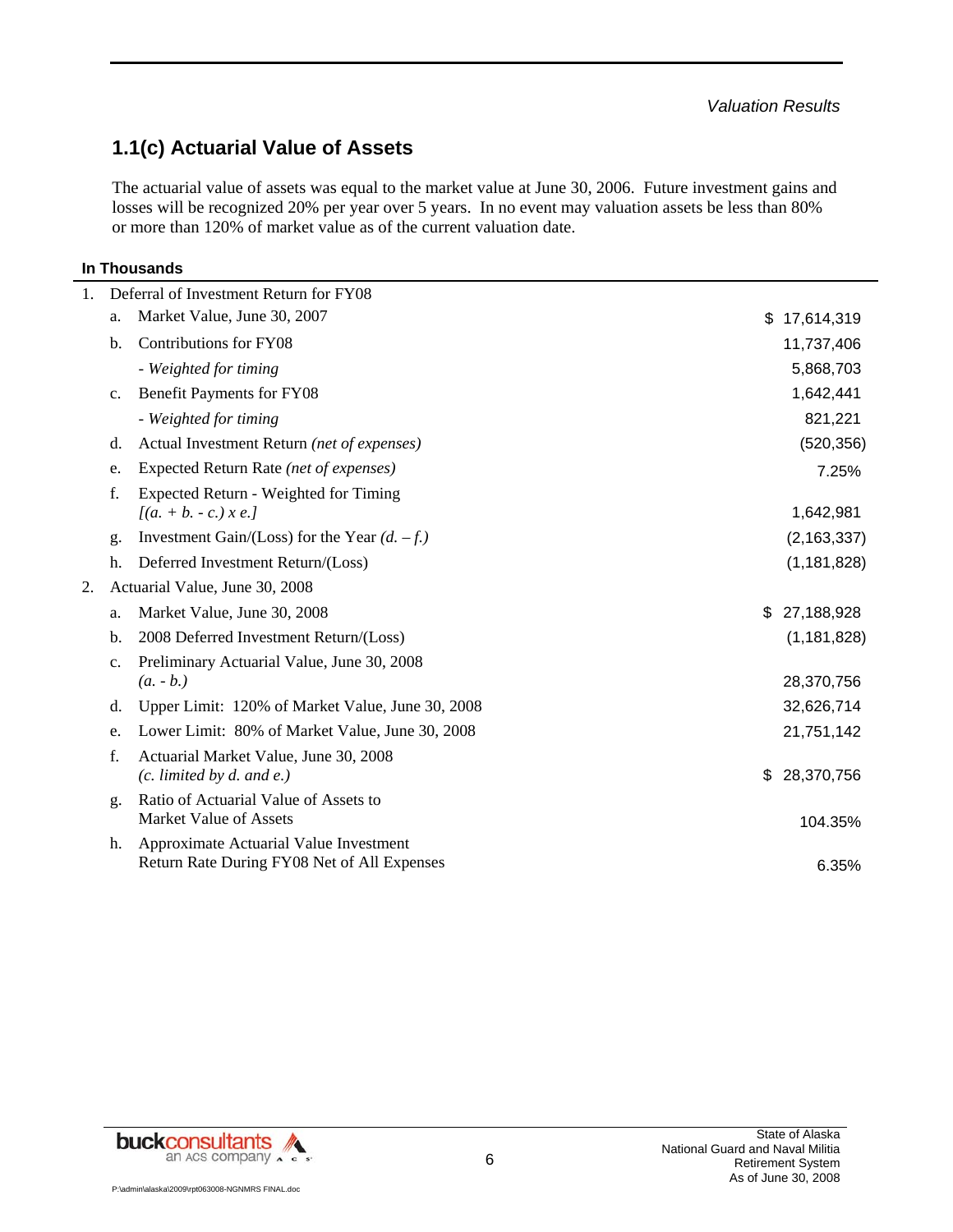## 1.1(c) Actuarial Value of Assets

The actuarial value of assets was equal to the market value at June 30, 2006. Future investment gains and losses will be recognized 20% per year over 5 years. In no event may valuation assets be less than 80% or more than 120% of market value as of the current valuation date.

**In Thousands**

| | | | |
|---|---|---|---|
| 1. | | Deferral of Investment Return for FY08 | |
| | a. | Market Value, June 30, 2007 | $ 17,614,319 |
| | b. | Contributions for FY08 | 11,737,406 |
| | | *- Weighted for timing* | 5,868,703 |
| | c. | Benefit Payments for FY08 | 1,642,441 |
| | | *- Weighted for timing* | 821,221 |
| | d. | Actual Investment Return *(net of expenses)* | (520,356) |
| | e. | Expected Return Rate *(net of expenses)* | 7.25% |
| | f. | Expected Return - Weighted for Timing *[(a. + b. - c.) x e.]* | 1,642,981 |
| | g. | Investment Gain/(Loss) for the Year *(d. – f.)* | (2,163,337) |
| | h. | Deferred Investment Return/(Loss) | (1,181,828) |
| 2. | | Actuarial Value, June 30, 2008 | |
| | a. | Market Value, June 30, 2008 | $ 27,188,928 |
| | b. | 2008 Deferred Investment Return/(Loss) | (1,181,828) |
| | c. | Preliminary Actuarial Value, June 30, 2008 *(a. - b.)* | 28,370,756 |
| | d. | Upper Limit: 120% of Market Value, June 30, 2008 | 32,626,714 |
| | e. | Lower Limit: 80% of Market Value, June 30, 2008 | 21,751,142 |
| | f. | Actuarial Market Value, June 30, 2008 *(c. limited by d. and e.)* | $ 28,370,756 |
| | g. | Ratio of Actuarial Value of Assets to Market Value of Assets | 104.35% |
| | h. | Approximate Actuarial Value Investment Return Rate During FY08 Net of All Expenses | 6.35% |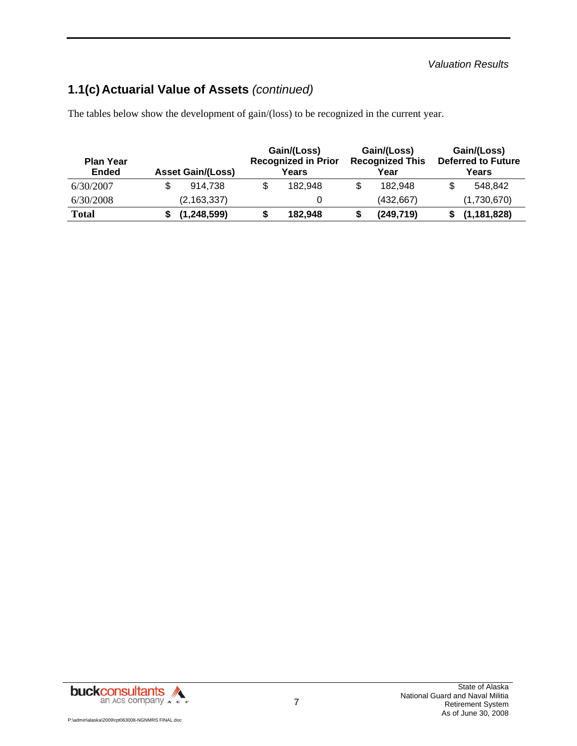## 1.1(c) Actuarial Value of Assets *(continued)*

The tables below show the development of gain/(loss) to be recognized in the current year.

| Plan Year Ended | Asset Gain/(Loss) | Gain/(Loss) Recognized in Prior Years | Gain/(Loss) Recognized This Year | Gain/(Loss) Deferred to Future Years |
|---|---|---|---|---|
| 6/30/2007 | $ 914,738 | $ 182,948 | $ 182,948 | $ 548,842 |
| 6/30/2008 | (2,163,337) | 0 | (432,667) | (1,730,670) |
| **Total** | **$ (1,248,599)** | **$ 182,948** | **$ (249,719)** | **$ (1,181,828)** |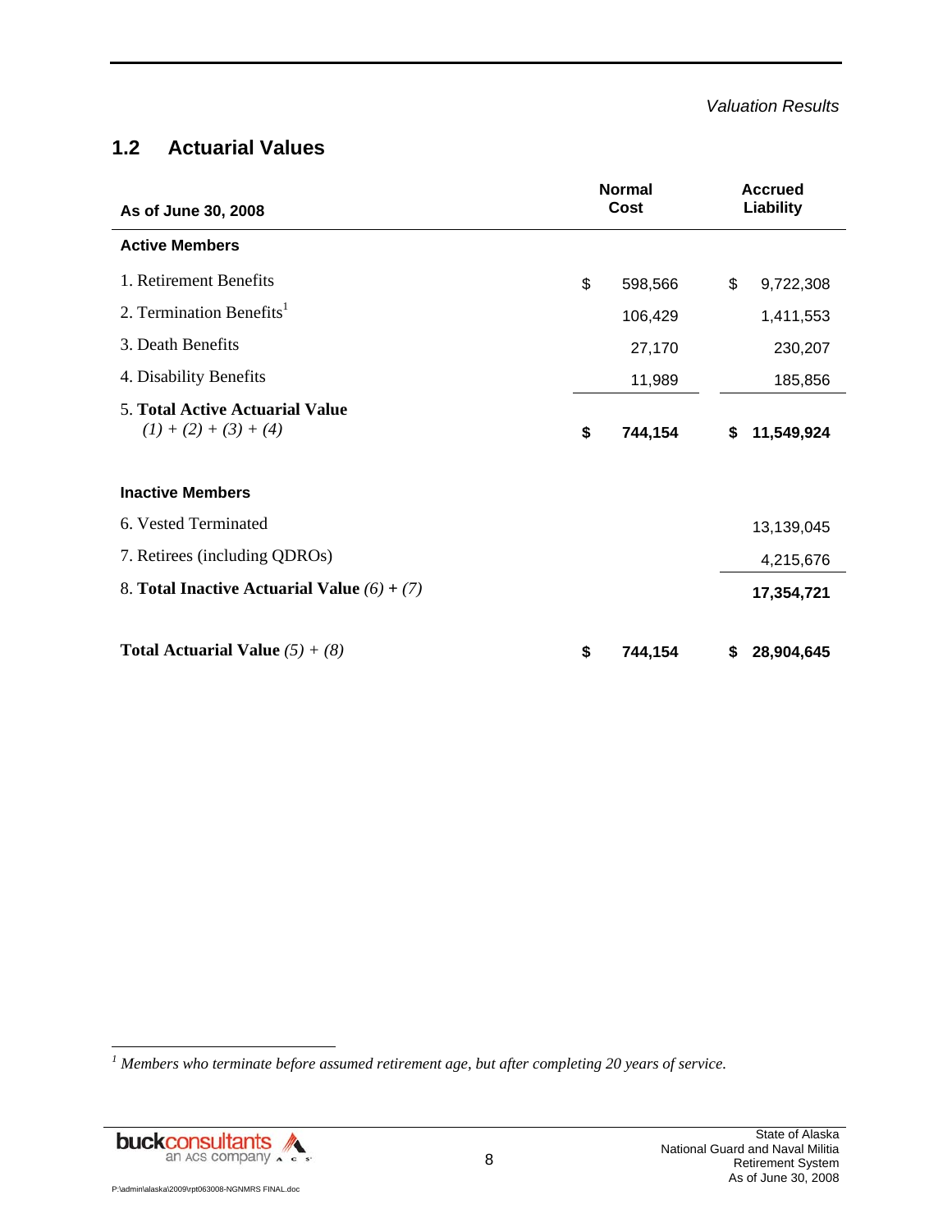## 1.2 Actuarial Values

| As of June 30, 2008 | Normal Cost | Accrued Liability |
|---|---|---|
| **Active Members** | | |
| 1. Retirement Benefits | $ 598,566 | $ 9,722,308 |
| 2. Termination Benefits[1] | 106,429 | 1,411,553 |
| 3. Death Benefits | 27,170 | 230,207 |
| 4. Disability Benefits | 11,989 | 185,856 |
| 5. **Total Active Actuarial Value** *(1) + (2) + (3) + (4)* | **$ 744,154** | **$ 11,549,924** |
| **Inactive Members** | | |
| 6. Vested Terminated | | 13,139,045 |
| 7. Retirees (including QDROs) | | 4,215,676 |
| 8. **Total Inactive Actuarial Value** *(6) + (7)* | | **17,354,721** |
| **Total Actuarial Value** *(5) + (8)* | **$ 744,154** | **$ 28,904,645** |

[1] *Members who terminate before assumed retirement age, but after completing 20 years of service.*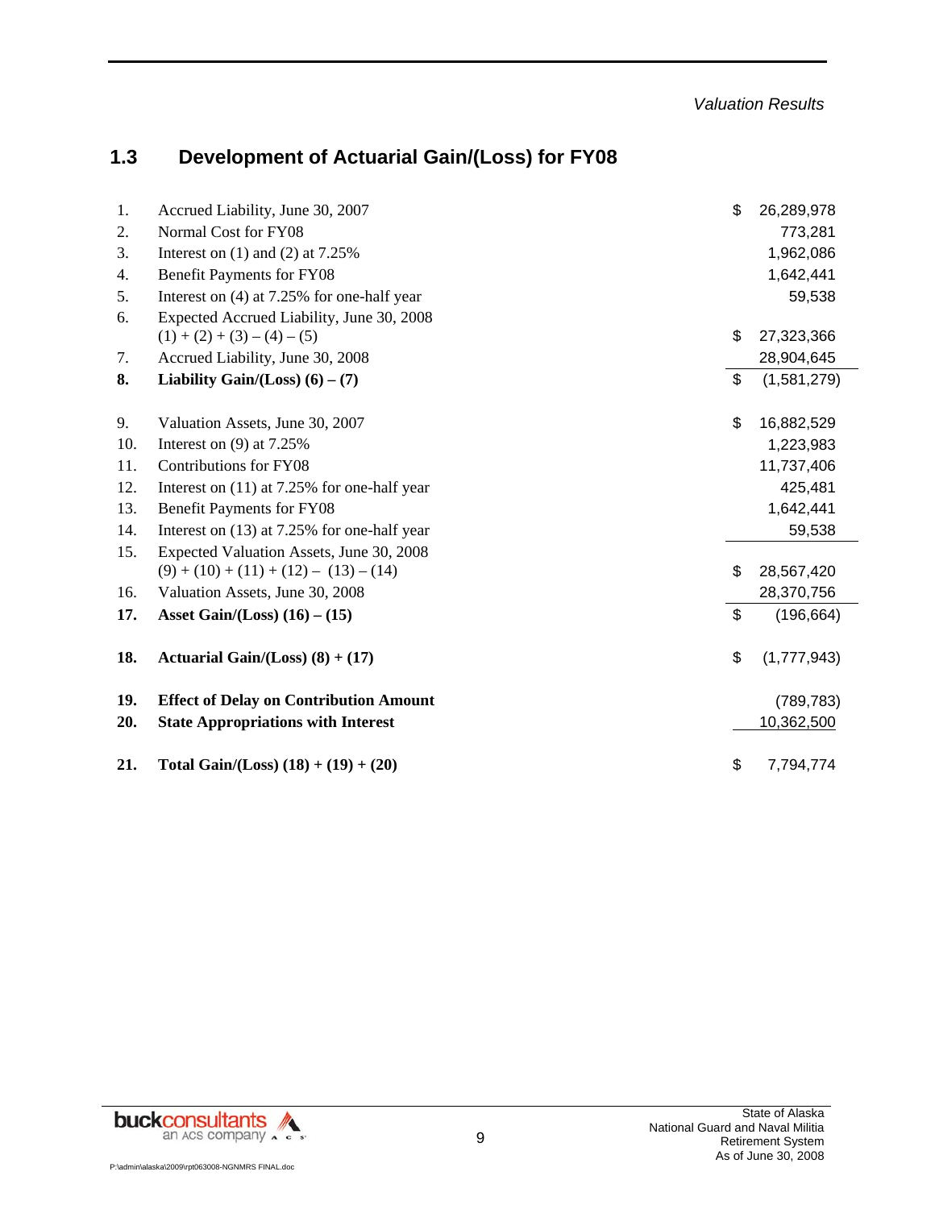## 1.3 Development of Actuarial Gain/(Loss) for FY08

| | | |
|---|---|---|
| 1. | Accrued Liability, June 30, 2007 | $ 26,289,978 |
| 2. | Normal Cost for FY08 | 773,281 |
| 3. | Interest on (1) and (2) at 7.25% | 1,962,086 |
| 4. | Benefit Payments for FY08 | 1,642,441 |
| 5. | Interest on (4) at 7.25% for one-half year | 59,538 |
| 6. | Expected Accrued Liability, June 30, 2008 (1) + (2) + (3) – (4) – (5) | $ 27,323,366 |
| 7. | Accrued Liability, June 30, 2008 | 28,904,645 |
| **8.** | **Liability Gain/(Loss) (6) – (7)** | $ (1,581,279) |
| 9. | Valuation Assets, June 30, 2007 | $ 16,882,529 |
| 10. | Interest on (9) at 7.25% | 1,223,983 |
| 11. | Contributions for FY08 | 11,737,406 |
| 12. | Interest on (11) at 7.25% for one-half year | 425,481 |
| 13. | Benefit Payments for FY08 | 1,642,441 |
| 14. | Interest on (13) at 7.25% for one-half year | 59,538 |
| 15. | Expected Valuation Assets, June 30, 2008 (9) + (10) + (11) + (12) – (13) – (14) | $ 28,567,420 |
| 16. | Valuation Assets, June 30, 2008 | 28,370,756 |
| **17.** | **Asset Gain/(Loss) (16) – (15)** | $ (196,664) |
| **18.** | **Actuarial Gain/(Loss) (8) + (17)** | $ (1,777,943) |
| **19.** | **Effect of Delay on Contribution Amount** | (789,783) |
| **20.** | **State Appropriations with Interest** | 10,362,500 |
| **21.** | **Total Gain/(Loss) (18) + (19) + (20)** | $ 7,794,774 |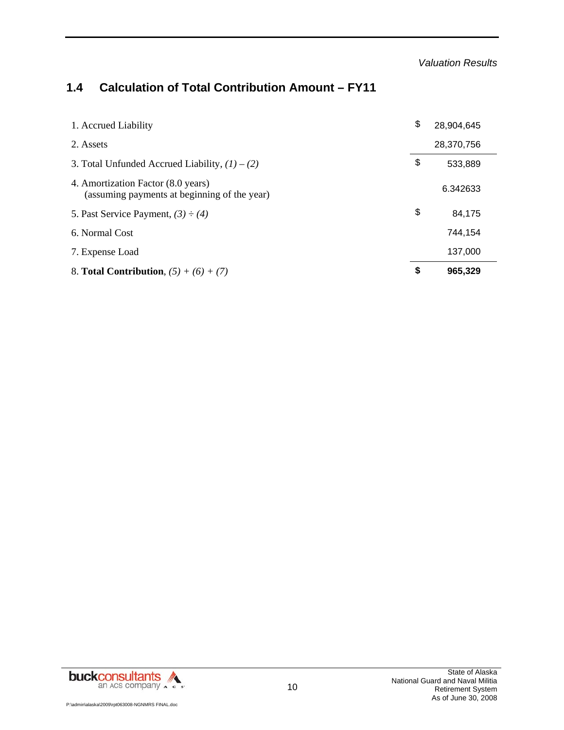## 1.4 Calculation of Total Contribution Amount – FY11

| | |
|---|---|
| 1. Accrued Liability | $ 28,904,645 |
| 2. Assets | 28,370,756 |
| 3. Total Unfunded Accrued Liability, *(1) – (2)* | $ 533,889 |
| 4. Amortization Factor (8.0 years) (assuming payments at beginning of the year) | 6.342633 |
| 5. Past Service Payment, *(3) ÷ (4)* | $ 84,175 |
| 6. Normal Cost | 744,154 |
| 7. Expense Load | 137,000 |
| 8. **Total Contribution**, *(5) + (6) + (7)* | **$ 965,329** |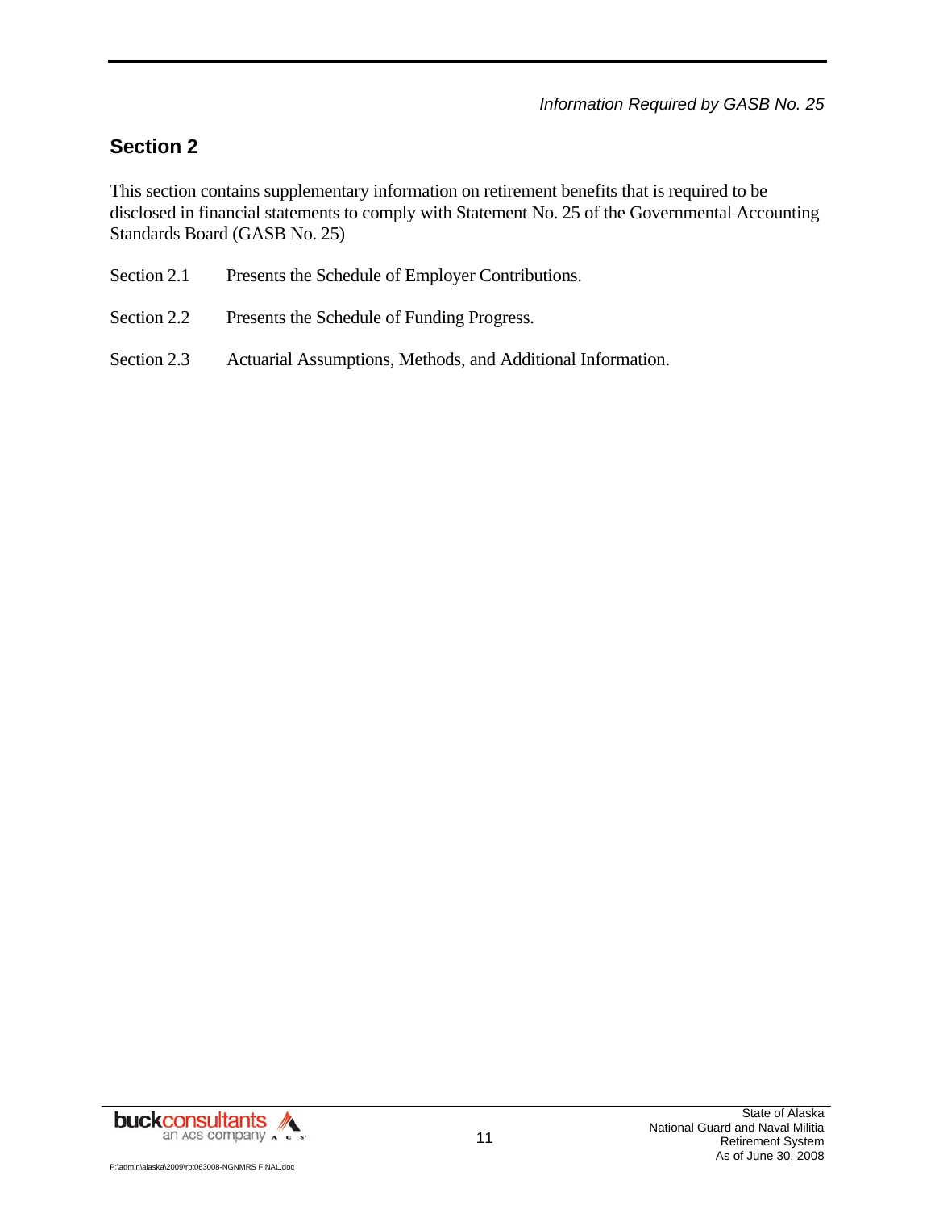## Section 2

This section contains supplementary information on retirement benefits that is required to be disclosed in financial statements to comply with Statement No. 25 of the Governmental Accounting Standards Board (GASB No. 25)

Section 2.1 Presents the Schedule of Employer Contributions.

Section 2.2 Presents the Schedule of Funding Progress.

Section 2.3 Actuarial Assumptions, Methods, and Additional Information.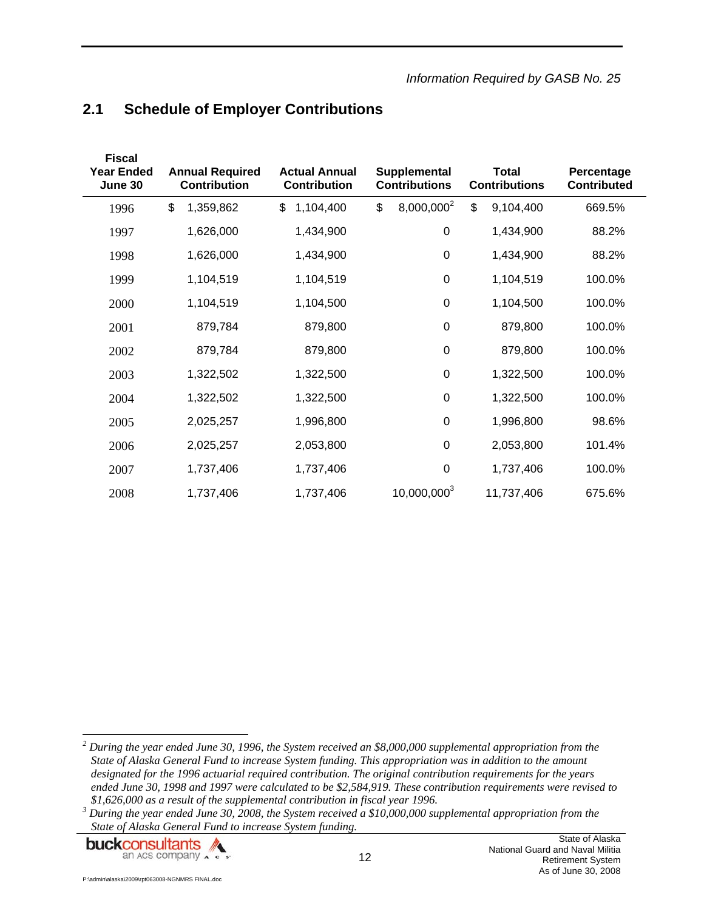*Information Required by GASB No. 25*

## 2.1 Schedule of Employer Contributions

| Fiscal Year Ended June 30 | Annual Required Contribution | Actual Annual Contribution | Supplemental Contributions | Total Contributions | Percentage Contributed |
|---|---|---|---|---|---|
| 1996 | $ 1,359,862 | $ 1,104,400 | $ 8,000,000[2] | $ 9,104,400 | 669.5% |
| 1997 | 1,626,000 | 1,434,900 | 0 | 1,434,900 | 88.2% |
| 1998 | 1,626,000 | 1,434,900 | 0 | 1,434,900 | 88.2% |
| 1999 | 1,104,519 | 1,104,519 | 0 | 1,104,519 | 100.0% |
| 2000 | 1,104,519 | 1,104,500 | 0 | 1,104,500 | 100.0% |
| 2001 | 879,784 | 879,800 | 0 | 879,800 | 100.0% |
| 2002 | 879,784 | 879,800 | 0 | 879,800 | 100.0% |
| 2003 | 1,322,502 | 1,322,500 | 0 | 1,322,500 | 100.0% |
| 2004 | 1,322,502 | 1,322,500 | 0 | 1,322,500 | 100.0% |
| 2005 | 2,025,257 | 1,996,800 | 0 | 1,996,800 | 98.6% |
| 2006 | 2,025,257 | 2,053,800 | 0 | 2,053,800 | 101.4% |
| 2007 | 1,737,406 | 1,737,406 | 0 | 1,737,406 | 100.0% |
| 2008 | 1,737,406 | 1,737,406 | 10,000,000[3] | 11,737,406 | 675.6% |

[2] *During the year ended June 30, 1996, the System received an $8,000,000 supplemental appropriation from the State of Alaska General Fund to increase System funding. This appropriation was in addition to the amount designated for the 1996 actuarial required contribution. The original contribution requirements for the years ended June 30, 1998 and 1997 were calculated to be $2,584,919. These contribution requirements were revised to $1,626,000 as a result of the supplemental contribution in fiscal year 1996.*

[3] *During the year ended June 30, 2008, the System received a $10,000,000 supplemental appropriation from the State of Alaska General Fund to increase System funding.*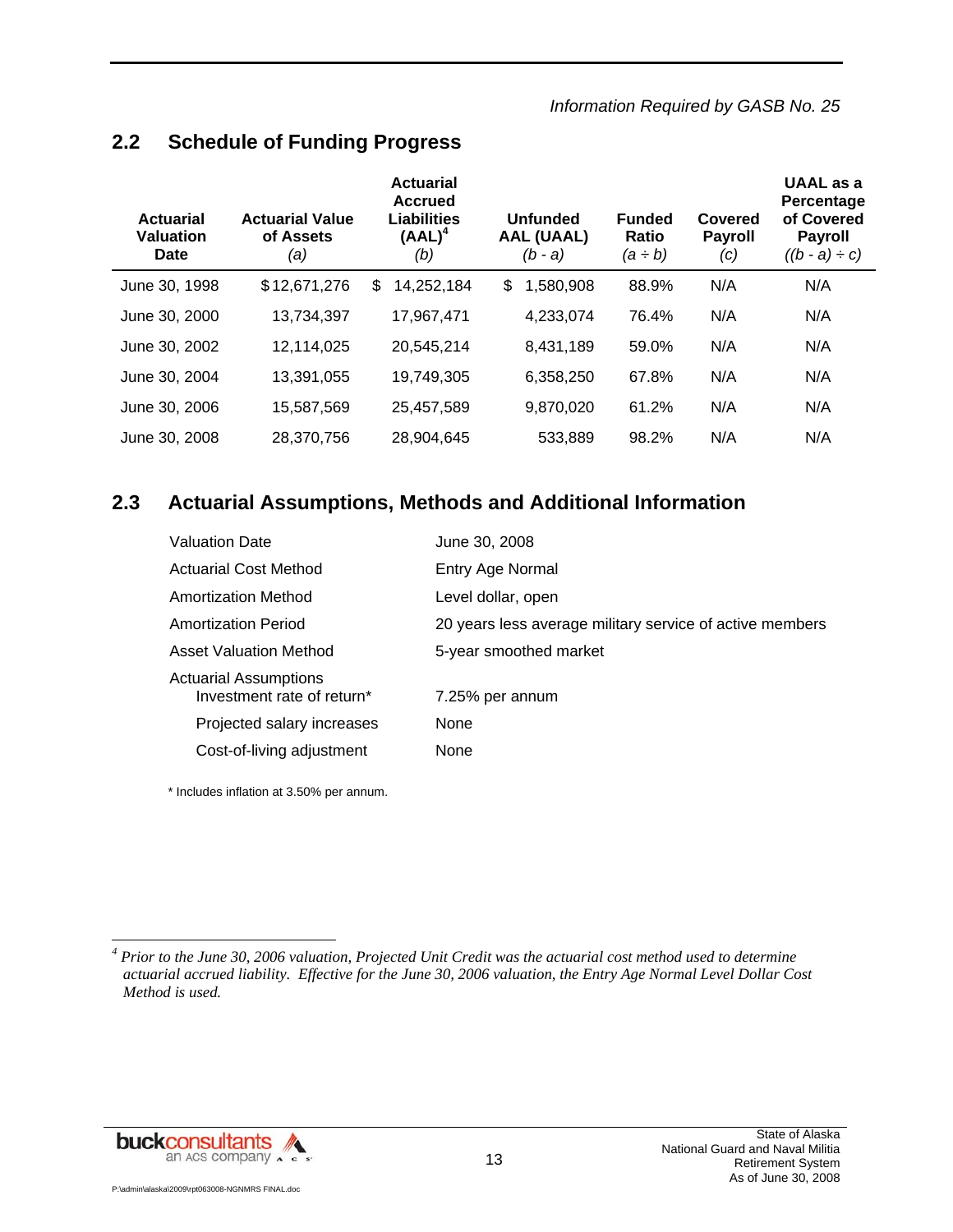## 2.2 Schedule of Funding Progress

| Actuarial Valuation Date | Actuarial Value of Assets *(a)* | Actuarial Accrued Liabilities (AAL)[4] *(b)* | Unfunded AAL (UAAL) *(b - a)* | Funded Ratio *(a ÷ b)* | Covered Payroll *(c)* | UAAL as a Percentage of Covered Payroll *((b - a) ÷ c)* |
|---|---|---|---|---|---|---|
| June 30, 1998 | $12,671,276 | $ 14,252,184 | $ 1,580,908 | 88.9% | N/A | N/A |
| June 30, 2000 | 13,734,397 | 17,967,471 | 4,233,074 | 76.4% | N/A | N/A |
| June 30, 2002 | 12,114,025 | 20,545,214 | 8,431,189 | 59.0% | N/A | N/A |
| June 30, 2004 | 13,391,055 | 19,749,305 | 6,358,250 | 67.8% | N/A | N/A |
| June 30, 2006 | 15,587,569 | 25,457,589 | 9,870,020 | 61.2% | N/A | N/A |
| June 30, 2008 | 28,370,756 | 28,904,645 | 533,889 | 98.2% | N/A | N/A |

## 2.3 Actuarial Assumptions, Methods and Additional Information

| | |
|---|---|
| Valuation Date | June 30, 2008 |
| Actuarial Cost Method | Entry Age Normal |
| Amortization Method | Level dollar, open |
| Amortization Period | 20 years less average military service of active members |
| Asset Valuation Method | 5-year smoothed market |
| Actuarial Assumptions | |
| Investment rate of return* | 7.25% per annum |
| Projected salary increases | None |
| Cost-of-living adjustment | None |

\* Includes inflation at 3.50% per annum.

[4] *Prior to the June 30, 2006 valuation, Projected Unit Credit was the actuarial cost method used to determine actuarial accrued liability. Effective for the June 30, 2006 valuation, the Entry Age Normal Level Dollar Cost Method is used.*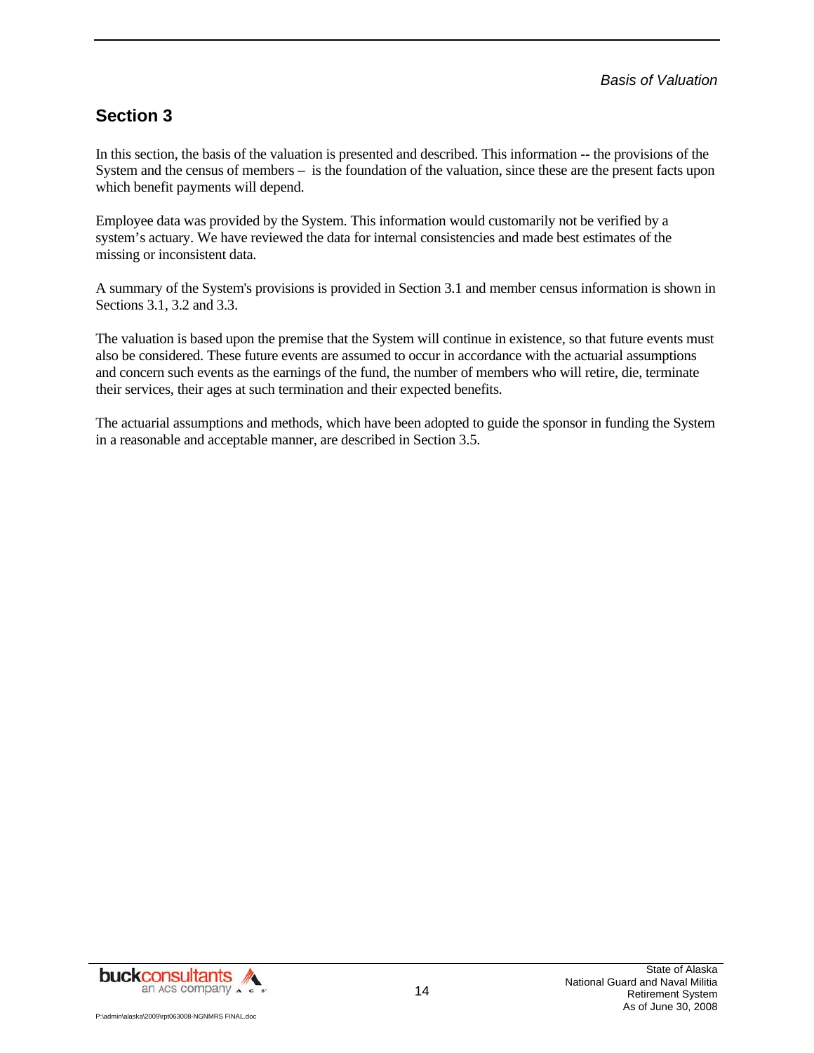*Basis of Valuation*

## Section 3

In this section, the basis of the valuation is presented and described. This information -- the provisions of the System and the census of members – is the foundation of the valuation, since these are the present facts upon which benefit payments will depend.

Employee data was provided by the System. This information would customarily not be verified by a system's actuary. We have reviewed the data for internal consistencies and made best estimates of the missing or inconsistent data.

A summary of the System's provisions is provided in Section 3.1 and member census information is shown in Sections 3.1, 3.2 and 3.3.

The valuation is based upon the premise that the System will continue in existence, so that future events must also be considered. These future events are assumed to occur in accordance with the actuarial assumptions and concern such events as the earnings of the fund, the number of members who will retire, die, terminate their services, their ages at such termination and their expected benefits.

The actuarial assumptions and methods, which have been adopted to guide the sponsor in funding the System in a reasonable and acceptable manner, are described in Section 3.5.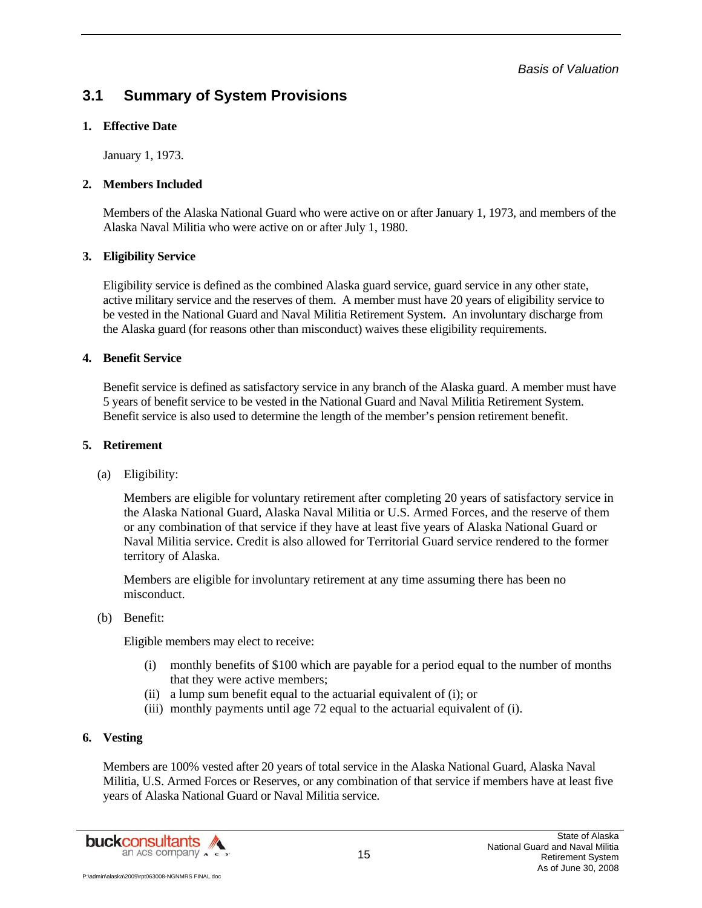## 3.1 Summary of System Provisions

**1. Effective Date**

January 1, 1973.

**2. Members Included**

Members of the Alaska National Guard who were active on or after January 1, 1973, and members of the Alaska Naval Militia who were active on or after July 1, 1980.

**3. Eligibility Service**

Eligibility service is defined as the combined Alaska guard service, guard service in any other state, active military service and the reserves of them. A member must have 20 years of eligibility service to be vested in the National Guard and Naval Militia Retirement System. An involuntary discharge from the Alaska guard (for reasons other than misconduct) waives these eligibility requirements.

**4. Benefit Service**

Benefit service is defined as satisfactory service in any branch of the Alaska guard. A member must have 5 years of benefit service to be vested in the National Guard and Naval Militia Retirement System. Benefit service is also used to determine the length of the member's pension retirement benefit.

**5. Retirement**

(a) Eligibility:

Members are eligible for voluntary retirement after completing 20 years of satisfactory service in the Alaska National Guard, Alaska Naval Militia or U.S. Armed Forces, and the reserve of them or any combination of that service if they have at least five years of Alaska National Guard or Naval Militia service. Credit is also allowed for Territorial Guard service rendered to the former territory of Alaska.

Members are eligible for involuntary retirement at any time assuming there has been no misconduct.

(b) Benefit:

Eligible members may elect to receive:

(i) monthly benefits of $100 which are payable for a period equal to the number of months that they were active members;
(ii) a lump sum benefit equal to the actuarial equivalent of (i); or
(iii) monthly payments until age 72 equal to the actuarial equivalent of (i).

**6. Vesting**

Members are 100% vested after 20 years of total service in the Alaska National Guard, Alaska Naval Militia, U.S. Armed Forces or Reserves, or any combination of that service if members have at least five years of Alaska National Guard or Naval Militia service.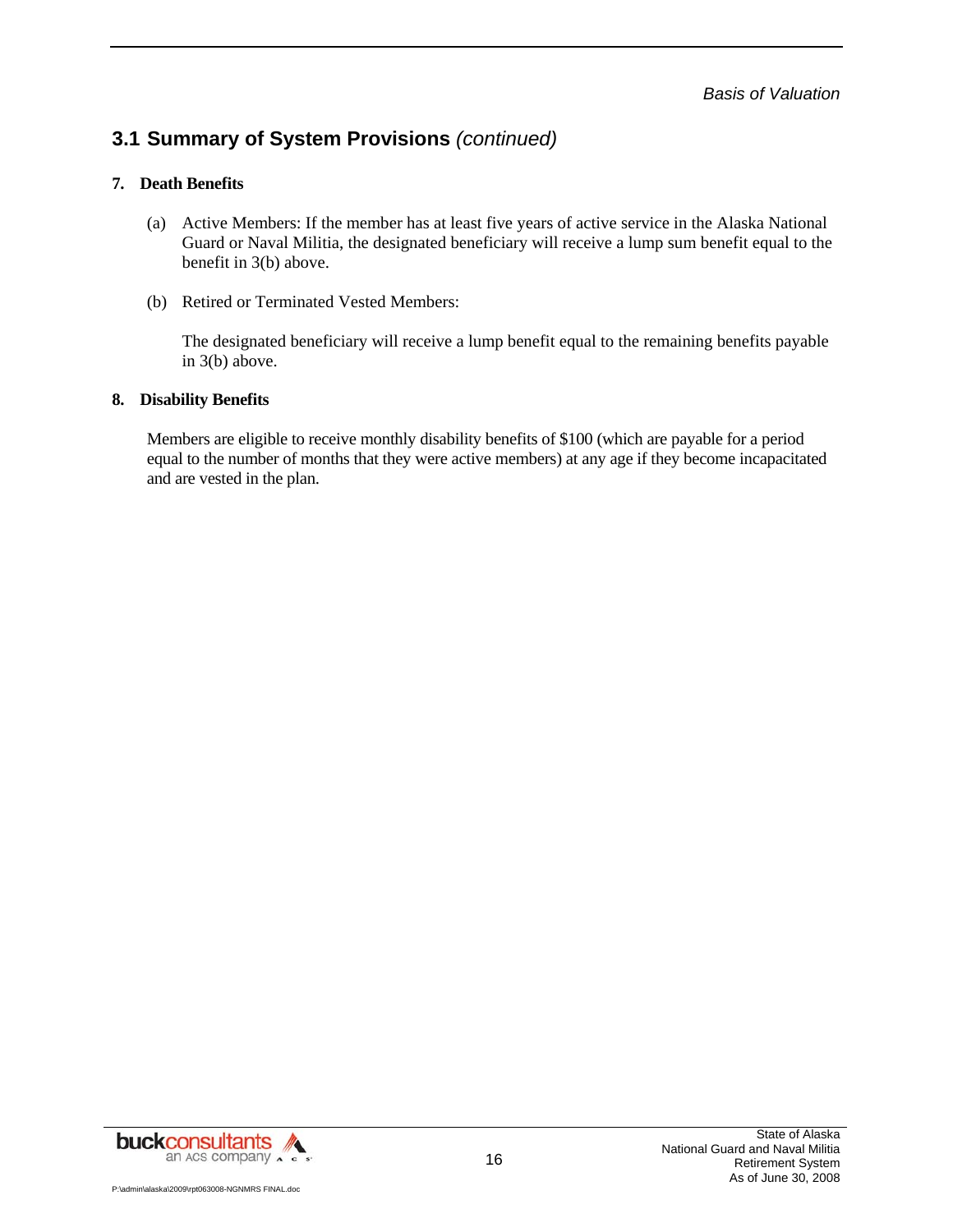## 3.1 Summary of System Provisions *(continued)*

**7. Death Benefits**

(a) Active Members: If the member has at least five years of active service in the Alaska National Guard or Naval Militia, the designated beneficiary will receive a lump sum benefit equal to the benefit in 3(b) above.

(b) Retired or Terminated Vested Members:

The designated beneficiary will receive a lump benefit equal to the remaining benefits payable in 3(b) above.

**8. Disability Benefits**

Members are eligible to receive monthly disability benefits of $100 (which are payable for a period equal to the number of months that they were active members) at any age if they become incapacitated and are vested in the plan.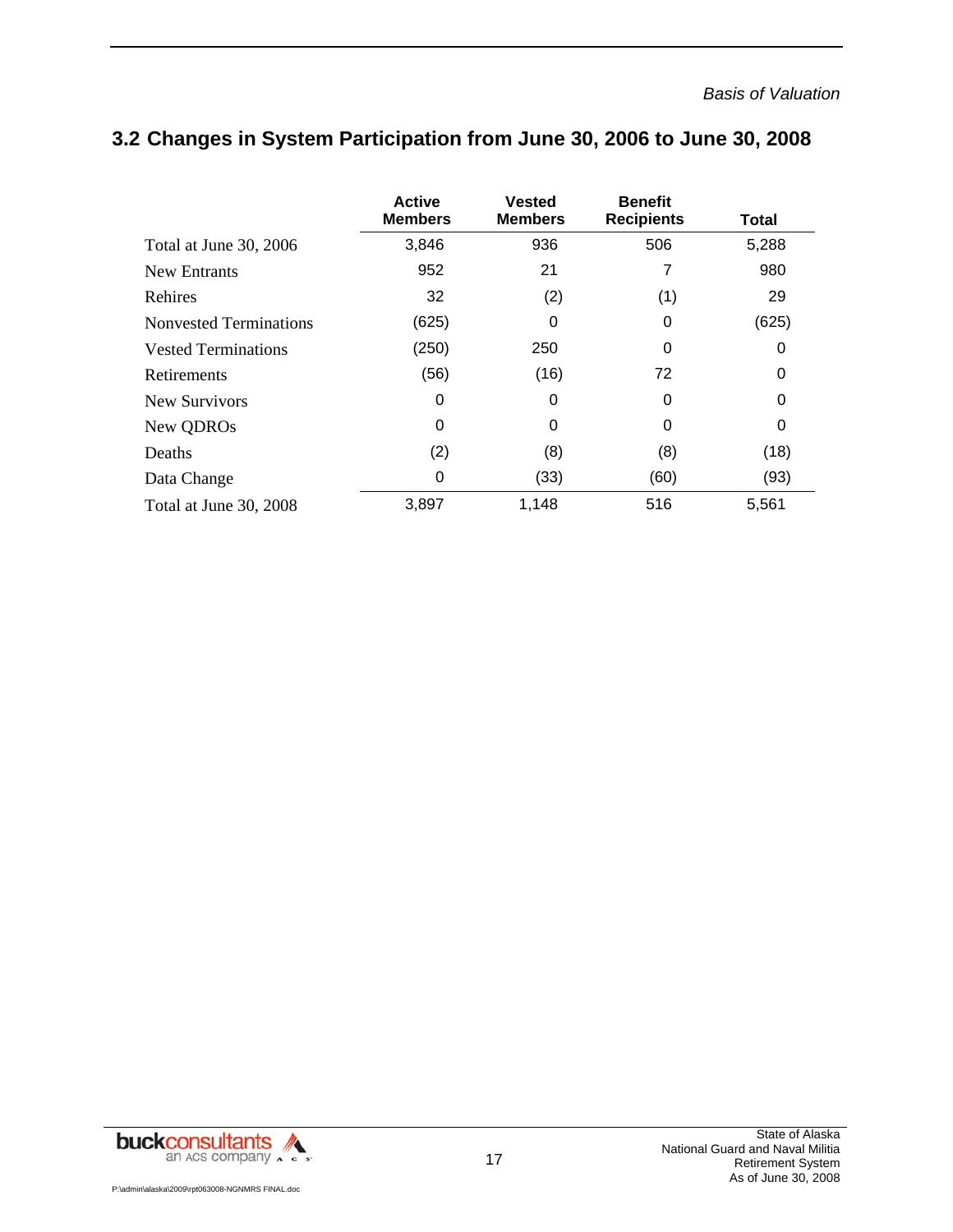## 3.2 Changes in System Participation from June 30, 2006 to June 30, 2008

| | Active Members | Vested Members | Benefit Recipients | Total |
|---|---|---|---|---|
| Total at June 30, 2006 | 3,846 | 936 | 506 | 5,288 |
| New Entrants | 952 | 21 | 7 | 980 |
| Rehires | 32 | (2) | (1) | 29 |
| Nonvested Terminations | (625) | 0 | 0 | (625) |
| Vested Terminations | (250) | 250 | 0 | 0 |
| Retirements | (56) | (16) | 72 | 0 |
| New Survivors | 0 | 0 | 0 | 0 |
| New QDROs | 0 | 0 | 0 | 0 |
| Deaths | (2) | (8) | (8) | (18) |
| Data Change | 0 | (33) | (60) | (93) |
| Total at June 30, 2008 | 3,897 | 1,148 | 516 | 5,561 |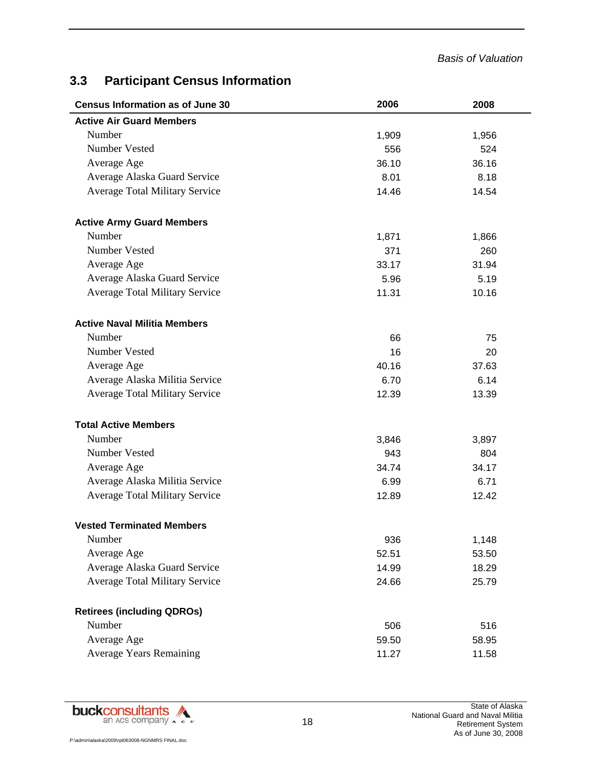## 3.3 Participant Census Information

| Census Information as of June 30 | 2006 | 2008 |
|---|---|---|
| **Active Air Guard Members** | | |
| Number | 1,909 | 1,956 |
| Number Vested | 556 | 524 |
| Average Age | 36.10 | 36.16 |
| Average Alaska Guard Service | 8.01 | 8.18 |
| Average Total Military Service | 14.46 | 14.54 |
| **Active Army Guard Members** | | |
| Number | 1,871 | 1,866 |
| Number Vested | 371 | 260 |
| Average Age | 33.17 | 31.94 |
| Average Alaska Guard Service | 5.96 | 5.19 |
| Average Total Military Service | 11.31 | 10.16 |
| **Active Naval Militia Members** | | |
| Number | 66 | 75 |
| Number Vested | 16 | 20 |
| Average Age | 40.16 | 37.63 |
| Average Alaska Militia Service | 6.70 | 6.14 |
| Average Total Military Service | 12.39 | 13.39 |
| **Total Active Members** | | |
| Number | 3,846 | 3,897 |
| Number Vested | 943 | 804 |
| Average Age | 34.74 | 34.17 |
| Average Alaska Militia Service | 6.99 | 6.71 |
| Average Total Military Service | 12.89 | 12.42 |
| **Vested Terminated Members** | | |
| Number | 936 | 1,148 |
| Average Age | 52.51 | 53.50 |
| Average Alaska Guard Service | 14.99 | 18.29 |
| Average Total Military Service | 24.66 | 25.79 |
| **Retirees (including QDROs)** | | |
| Number | 506 | 516 |
| Average Age | 59.50 | 58.95 |
| Average Years Remaining | 11.27 | 11.58 |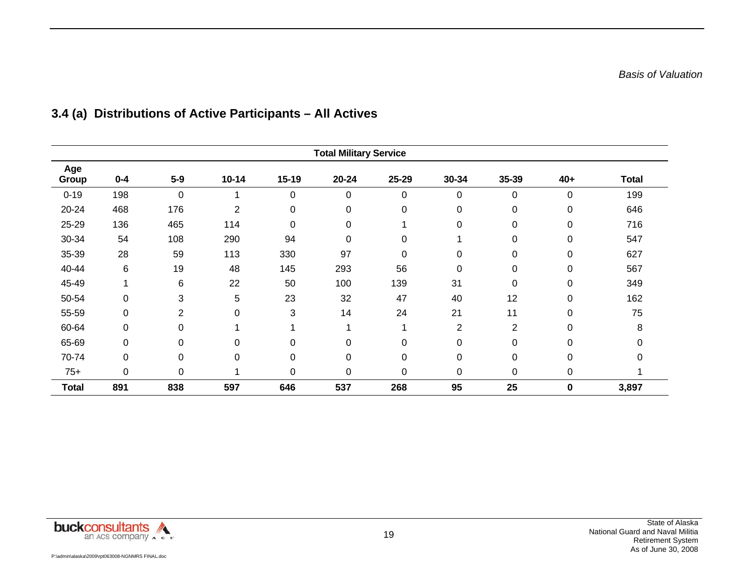### 3.4 (a) Distributions of Active Participants – All Actives

| | Total Military Service | | | | | | | | | |
|---|---|---|---|---|---|---|---|---|---|---|
| **Age Group** | **0-4** | **5-9** | **10-14** | **15-19** | **20-24** | **25-29** | **30-34** | **35-39** | **40+** | **Total** |
| 0-19 | 198 | 0 | 1 | 0 | 0 | 0 | 0 | 0 | 0 | 199 |
| 20-24 | 468 | 176 | 2 | 0 | 0 | 0 | 0 | 0 | 0 | 646 |
| 25-29 | 136 | 465 | 114 | 0 | 0 | 1 | 0 | 0 | 0 | 716 |
| 30-34 | 54 | 108 | 290 | 94 | 0 | 0 | 1 | 0 | 0 | 547 |
| 35-39 | 28 | 59 | 113 | 330 | 97 | 0 | 0 | 0 | 0 | 627 |
| 40-44 | 6 | 19 | 48 | 145 | 293 | 56 | 0 | 0 | 0 | 567 |
| 45-49 | 1 | 6 | 22 | 50 | 100 | 139 | 31 | 0 | 0 | 349 |
| 50-54 | 0 | 3 | 5 | 23 | 32 | 47 | 40 | 12 | 0 | 162 |
| 55-59 | 0 | 2 | 0 | 3 | 14 | 24 | 21 | 11 | 0 | 75 |
| 60-64 | 0 | 0 | 1 | 1 | 1 | 1 | 2 | 2 | 0 | 8 |
| 65-69 | 0 | 0 | 0 | 0 | 0 | 0 | 0 | 0 | 0 | 0 |
| 70-74 | 0 | 0 | 0 | 0 | 0 | 0 | 0 | 0 | 0 | 0 |
| 75+ | 0 | 0 | 1 | 0 | 0 | 0 | 0 | 0 | 0 | 1 |
| **Total** | **891** | **838** | **597** | **646** | **537** | **268** | **95** | **25** | **0** | **3,897** |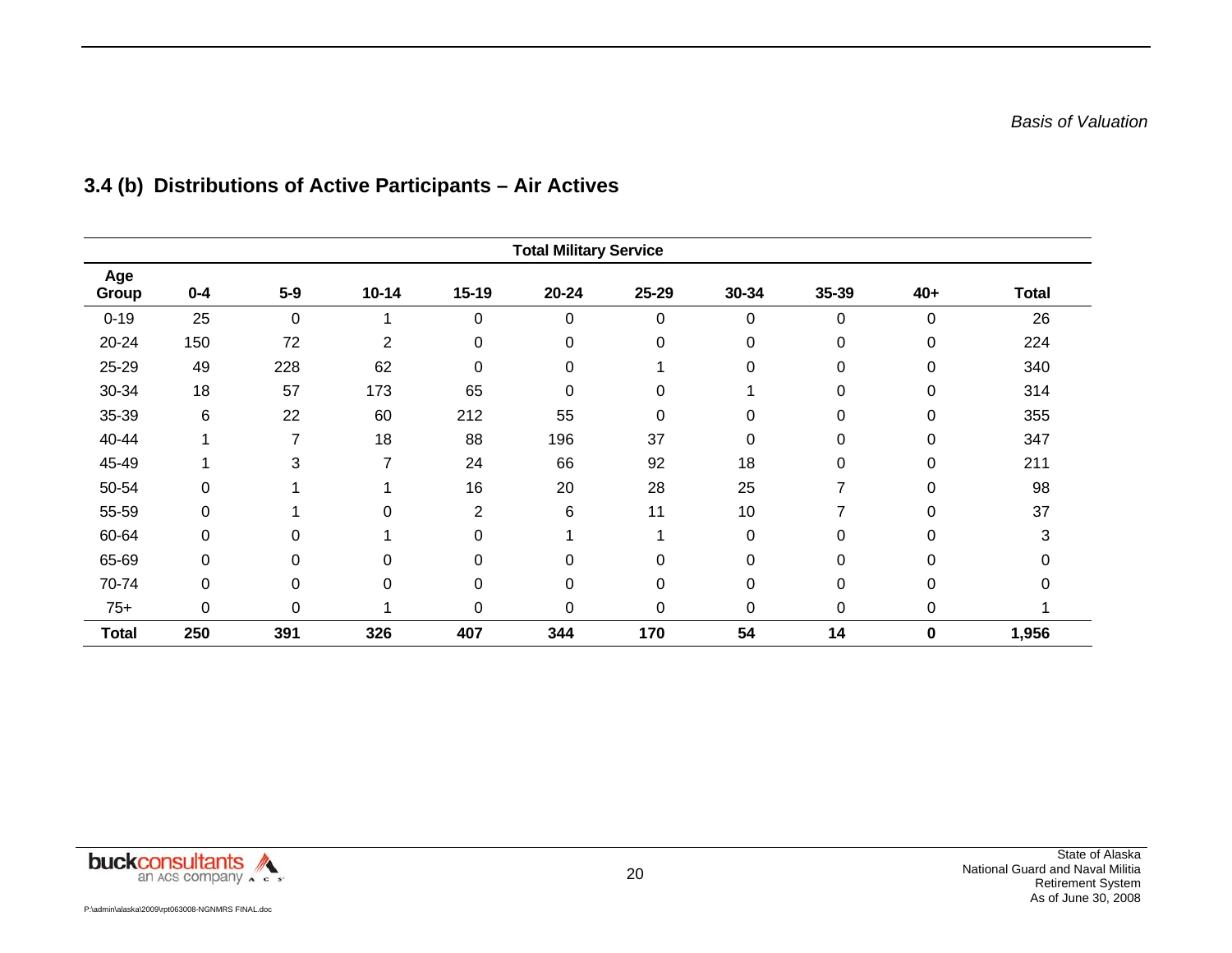## 3.4 (b) Distributions of Active Participants – Air Actives

| | Total Military Service | | | | | | | | | |
|---|---|---|---|---|---|---|---|---|---|---|
| **Age Group** | **0-4** | **5-9** | **10-14** | **15-19** | **20-24** | **25-29** | **30-34** | **35-39** | **40+** | **Total** |
| 0-19 | 25 | 0 | 1 | 0 | 0 | 0 | 0 | 0 | 0 | 26 |
| 20-24 | 150 | 72 | 2 | 0 | 0 | 0 | 0 | 0 | 0 | 224 |
| 25-29 | 49 | 228 | 62 | 0 | 0 | 1 | 0 | 0 | 0 | 340 |
| 30-34 | 18 | 57 | 173 | 65 | 0 | 0 | 1 | 0 | 0 | 314 |
| 35-39 | 6 | 22 | 60 | 212 | 55 | 0 | 0 | 0 | 0 | 355 |
| 40-44 | 1 | 7 | 18 | 88 | 196 | 37 | 0 | 0 | 0 | 347 |
| 45-49 | 1 | 3 | 7 | 24 | 66 | 92 | 18 | 0 | 0 | 211 |
| 50-54 | 0 | 1 | 1 | 16 | 20 | 28 | 25 | 7 | 0 | 98 |
| 55-59 | 0 | 1 | 0 | 2 | 6 | 11 | 10 | 7 | 0 | 37 |
| 60-64 | 0 | 0 | 1 | 0 | 1 | 1 | 0 | 0 | 0 | 3 |
| 65-69 | 0 | 0 | 0 | 0 | 0 | 0 | 0 | 0 | 0 | 0 |
| 70-74 | 0 | 0 | 0 | 0 | 0 | 0 | 0 | 0 | 0 | 0 |
| 75+ | 0 | 0 | 1 | 0 | 0 | 0 | 0 | 0 | 0 | 1 |
| **Total** | **250** | **391** | **326** | **407** | **344** | **170** | **54** | **14** | **0** | **1,956** |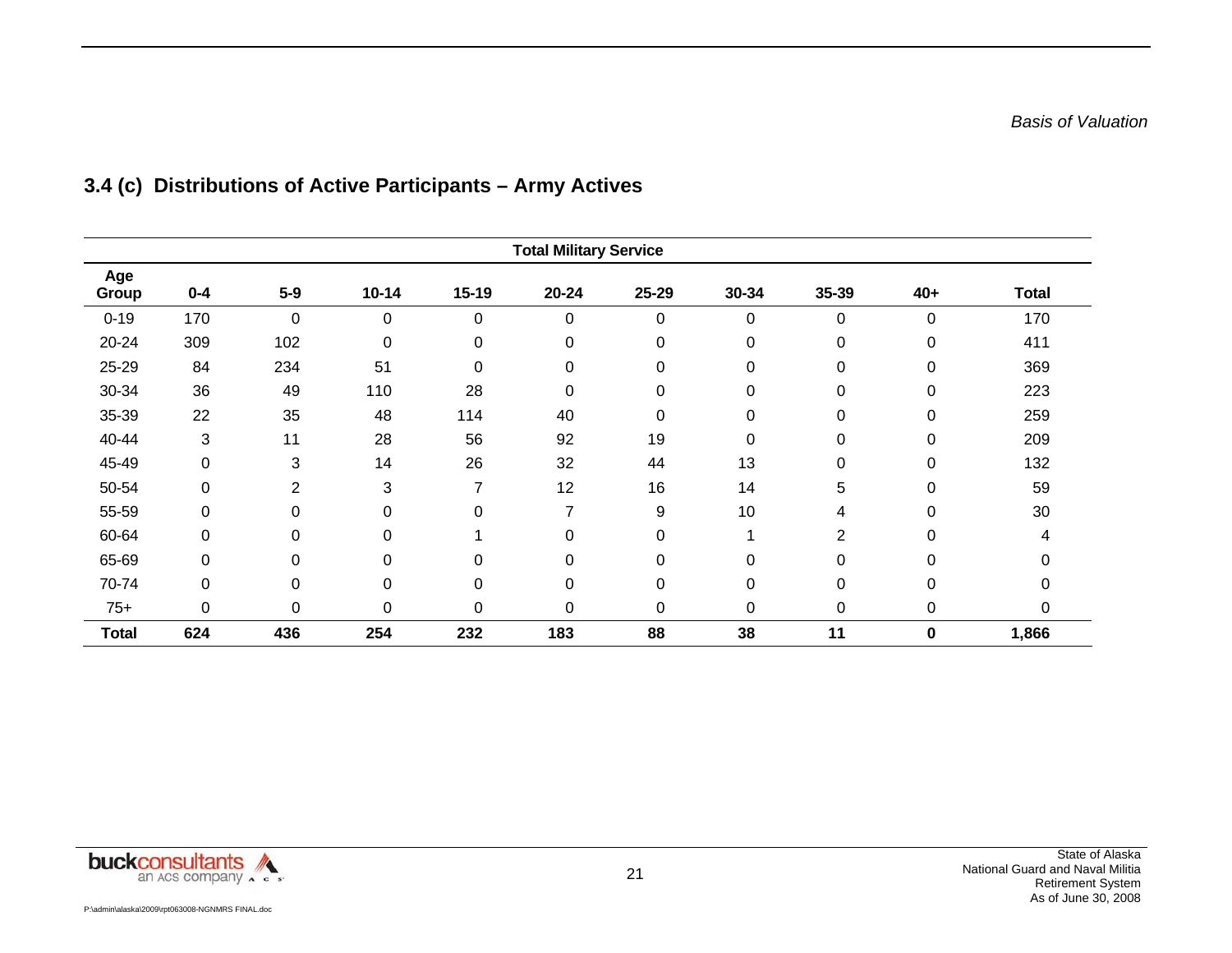### 3.4 (c) Distributions of Active Participants – Army Actives

| | Total Military Service | | | | | | | | | |
|---|---|---|---|---|---|---|---|---|---|---|
| **Age Group** | **0-4** | **5-9** | **10-14** | **15-19** | **20-24** | **25-29** | **30-34** | **35-39** | **40+** | **Total** |
| 0-19 | 170 | 0 | 0 | 0 | 0 | 0 | 0 | 0 | 0 | 170 |
| 20-24 | 309 | 102 | 0 | 0 | 0 | 0 | 0 | 0 | 0 | 411 |
| 25-29 | 84 | 234 | 51 | 0 | 0 | 0 | 0 | 0 | 0 | 369 |
| 30-34 | 36 | 49 | 110 | 28 | 0 | 0 | 0 | 0 | 0 | 223 |
| 35-39 | 22 | 35 | 48 | 114 | 40 | 0 | 0 | 0 | 0 | 259 |
| 40-44 | 3 | 11 | 28 | 56 | 92 | 19 | 0 | 0 | 0 | 209 |
| 45-49 | 0 | 3 | 14 | 26 | 32 | 44 | 13 | 0 | 0 | 132 |
| 50-54 | 0 | 2 | 3 | 7 | 12 | 16 | 14 | 5 | 0 | 59 |
| 55-59 | 0 | 0 | 0 | 0 | 7 | 9 | 10 | 4 | 0 | 30 |
| 60-64 | 0 | 0 | 0 | 1 | 0 | 0 | 1 | 2 | 0 | 4 |
| 65-69 | 0 | 0 | 0 | 0 | 0 | 0 | 0 | 0 | 0 | 0 |
| 70-74 | 0 | 0 | 0 | 0 | 0 | 0 | 0 | 0 | 0 | 0 |
| 75+ | 0 | 0 | 0 | 0 | 0 | 0 | 0 | 0 | 0 | 0 |
| **Total** | **624** | **436** | **254** | **232** | **183** | **88** | **38** | **11** | **0** | **1,866** |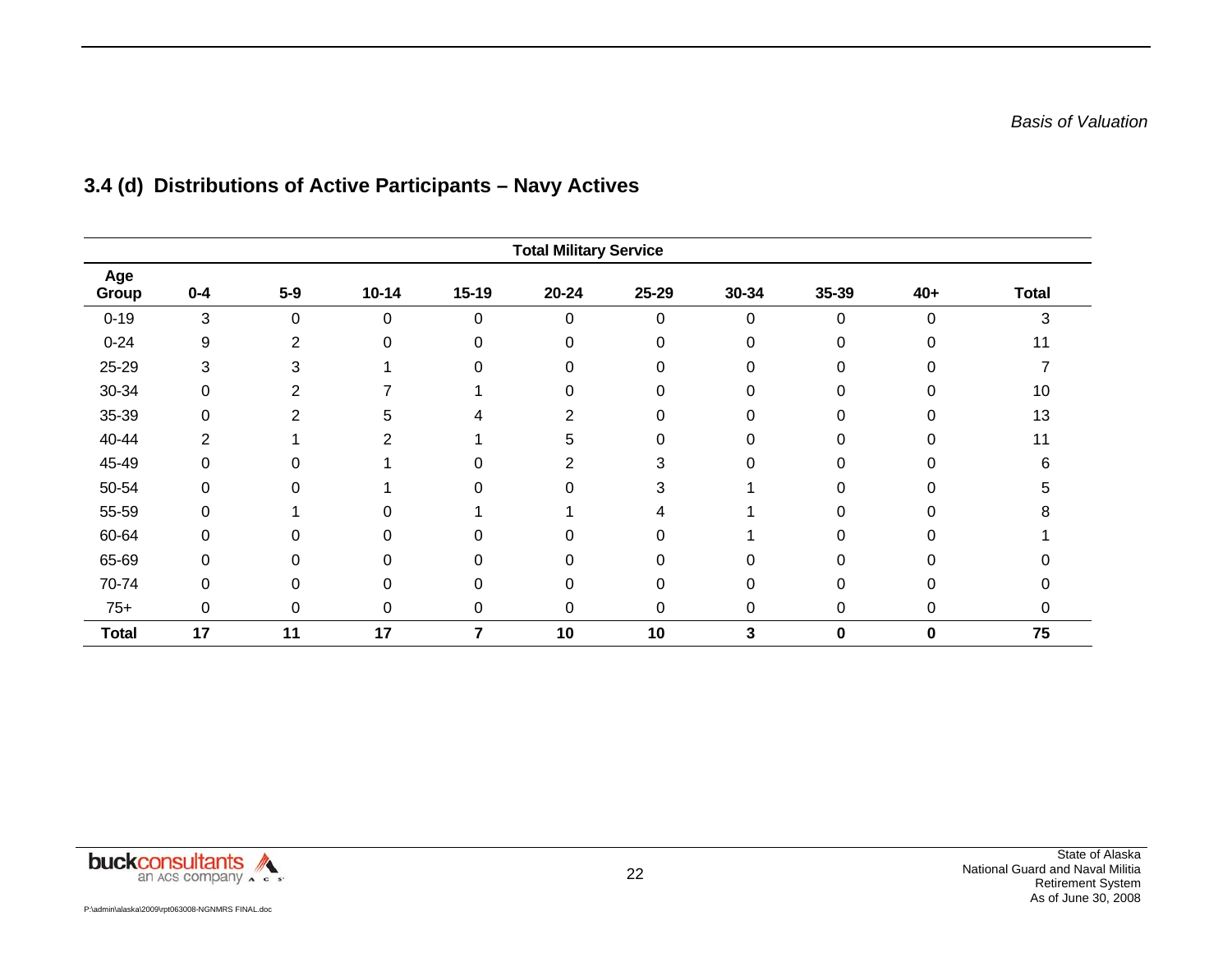### 3.4 (d) Distributions of Active Participants – Navy Actives

| | Total Military Service | | | | | | | | | |
|---|---|---|---|---|---|---|---|---|---|---|
| Age Group | 0-4 | 5-9 | 10-14 | 15-19 | 20-24 | 25-29 | 30-34 | 35-39 | 40+ | Total |
| 0-19 | 3 | 0 | 0 | 0 | 0 | 0 | 0 | 0 | 0 | 3 |
| 0-24 | 9 | 2 | 0 | 0 | 0 | 0 | 0 | 0 | 0 | 11 |
| 25-29 | 3 | 3 | 1 | 0 | 0 | 0 | 0 | 0 | 0 | 7 |
| 30-34 | 0 | 2 | 7 | 1 | 0 | 0 | 0 | 0 | 0 | 10 |
| 35-39 | 0 | 2 | 5 | 4 | 2 | 0 | 0 | 0 | 0 | 13 |
| 40-44 | 2 | 1 | 2 | 1 | 5 | 0 | 0 | 0 | 0 | 11 |
| 45-49 | 0 | 0 | 1 | 0 | 2 | 3 | 0 | 0 | 0 | 6 |
| 50-54 | 0 | 0 | 1 | 0 | 0 | 3 | 1 | 0 | 0 | 5 |
| 55-59 | 0 | 1 | 0 | 1 | 1 | 4 | 1 | 0 | 0 | 8 |
| 60-64 | 0 | 0 | 0 | 0 | 0 | 0 | 1 | 0 | 0 | 1 |
| 65-69 | 0 | 0 | 0 | 0 | 0 | 0 | 0 | 0 | 0 | 0 |
| 70-74 | 0 | 0 | 0 | 0 | 0 | 0 | 0 | 0 | 0 | 0 |
| 75+ | 0 | 0 | 0 | 0 | 0 | 0 | 0 | 0 | 0 | 0 |
| **Total** | **17** | **11** | **17** | **7** | **10** | **10** | **3** | **0** | **0** | **75** |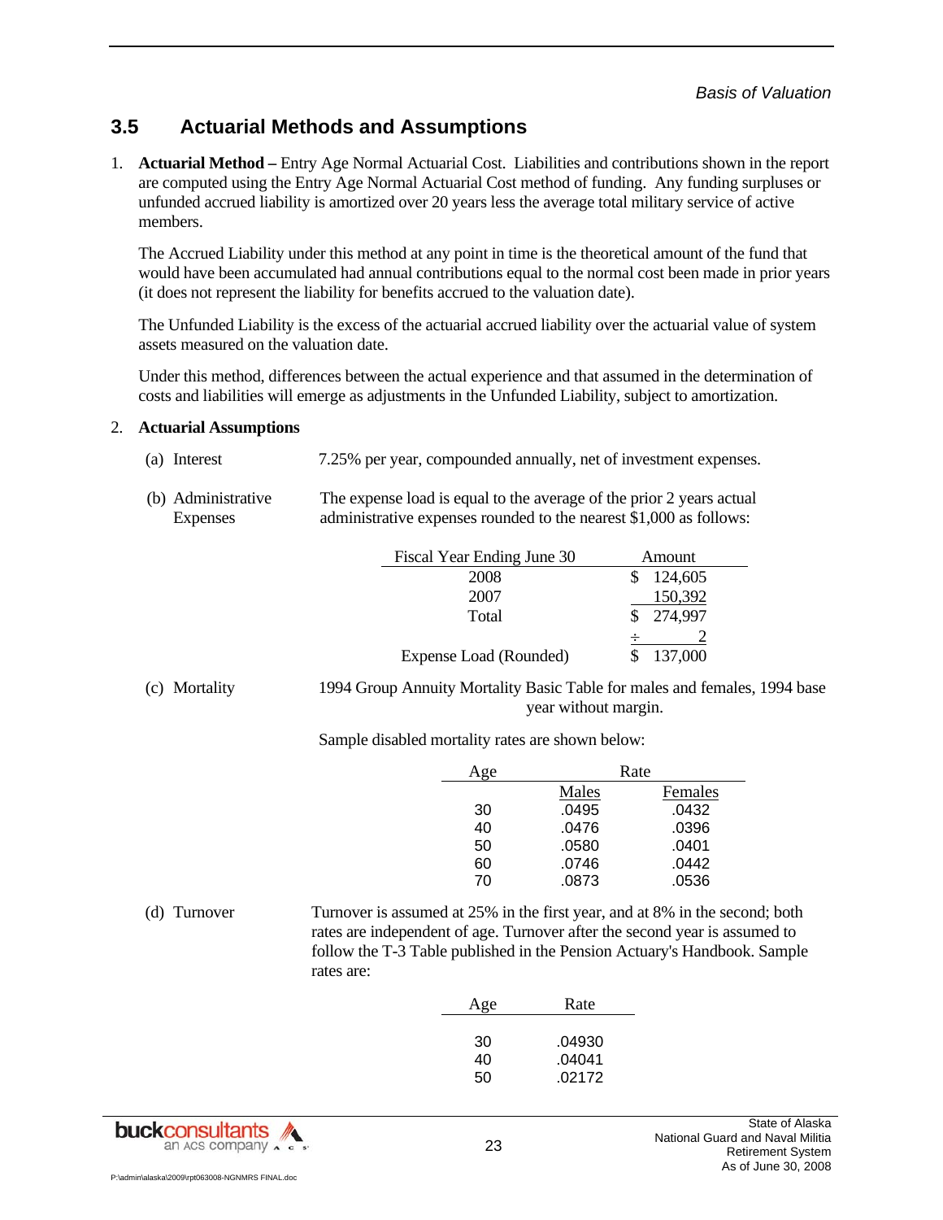## 3.5 Actuarial Methods and Assumptions

1. **Actuarial Method –** Entry Age Normal Actuarial Cost. Liabilities and contributions shown in the report are computed using the Entry Age Normal Actuarial Cost method of funding. Any funding surpluses or unfunded accrued liability is amortized over 20 years less the average total military service of active members.

   The Accrued Liability under this method at any point in time is the theoretical amount of the fund that would have been accumulated had annual contributions equal to the normal cost been made in prior years (it does not represent the liability for benefits accrued to the valuation date).

   The Unfunded Liability is the excess of the actuarial accrued liability over the actuarial value of system assets measured on the valuation date.

   Under this method, differences between the actual experience and that assumed in the determination of costs and liabilities will emerge as adjustments in the Unfunded Liability, subject to amortization.

2. **Actuarial Assumptions**

   (a) Interest — 7.25% per year, compounded annually, net of investment expenses.

   (b) Administrative Expenses — The expense load is equal to the average of the prior 2 years actual administrative expenses rounded to the nearest $1,000 as follows:

| Fiscal Year Ending June 30 | Amount |
|---|---|
| 2008 | $ 124,605 |
| 2007 | 150,392 |
| Total | $ 274,997 |
| | ÷ 2 |
| Expense Load (Rounded) | $ 137,000 |

   (c) Mortality — 1994 Group Annuity Mortality Basic Table for males and females, 1994 base year without margin.

   Sample disabled mortality rates are shown below:

| Age | Rate | |
|---|---|---|
| | Males | Females |
| 30 | .0495 | .0432 |
| 40 | .0476 | .0396 |
| 50 | .0580 | .0401 |
| 60 | .0746 | .0442 |
| 70 | .0873 | .0536 |

   (d) Turnover — Turnover is assumed at 25% in the first year, and at 8% in the second; both rates are independent of age. Turnover after the second year is assumed to follow the T-3 Table published in the Pension Actuary's Handbook. Sample rates are:

| Age | Rate |
|---|---|
| 30 | .04930 |
| 40 | .04041 |
| 50 | .02172 |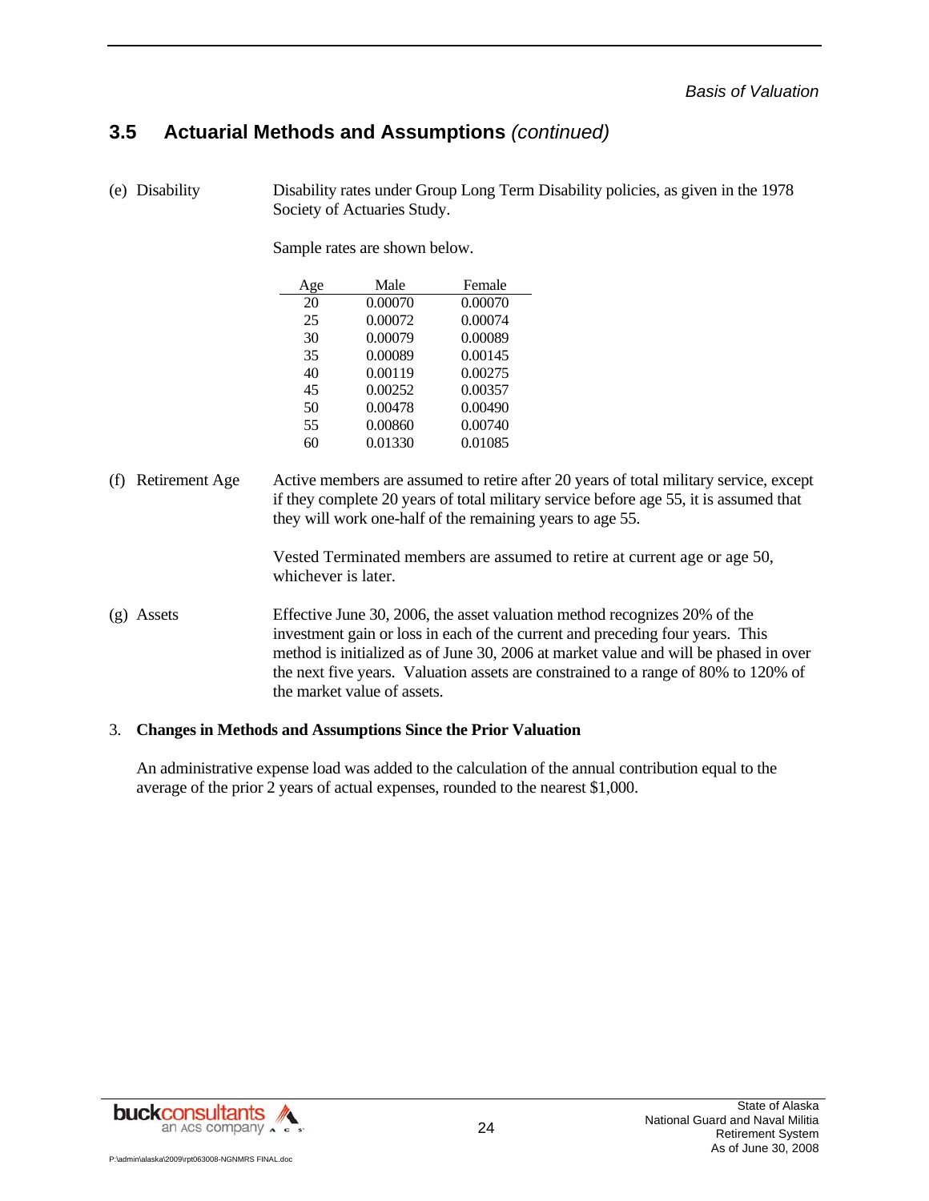## 3.5 Actuarial Methods and Assumptions *(continued)*

(e) Disability

Disability rates under Group Long Term Disability policies, as given in the 1978 Society of Actuaries Study.

Sample rates are shown below.

| Age | Male | Female |
|---|---|---|
| 20 | 0.00070 | 0.00070 |
| 25 | 0.00072 | 0.00074 |
| 30 | 0.00079 | 0.00089 |
| 35 | 0.00089 | 0.00145 |
| 40 | 0.00119 | 0.00275 |
| 45 | 0.00252 | 0.00357 |
| 50 | 0.00478 | 0.00490 |
| 55 | 0.00860 | 0.00740 |
| 60 | 0.01330 | 0.01085 |

(f) Retirement Age

Active members are assumed to retire after 20 years of total military service, except if they complete 20 years of total military service before age 55, it is assumed that they will work one-half of the remaining years to age 55.

Vested Terminated members are assumed to retire at current age or age 50, whichever is later.

(g) Assets

Effective June 30, 2006, the asset valuation method recognizes 20% of the investment gain or loss in each of the current and preceding four years. This method is initialized as of June 30, 2006 at market value and will be phased in over the next five years. Valuation assets are constrained to a range of 80% to 120% of the market value of assets.

3. **Changes in Methods and Assumptions Since the Prior Valuation**

An administrative expense load was added to the calculation of the annual contribution equal to the average of the prior 2 years of actual expenses, rounded to the nearest $1,000.